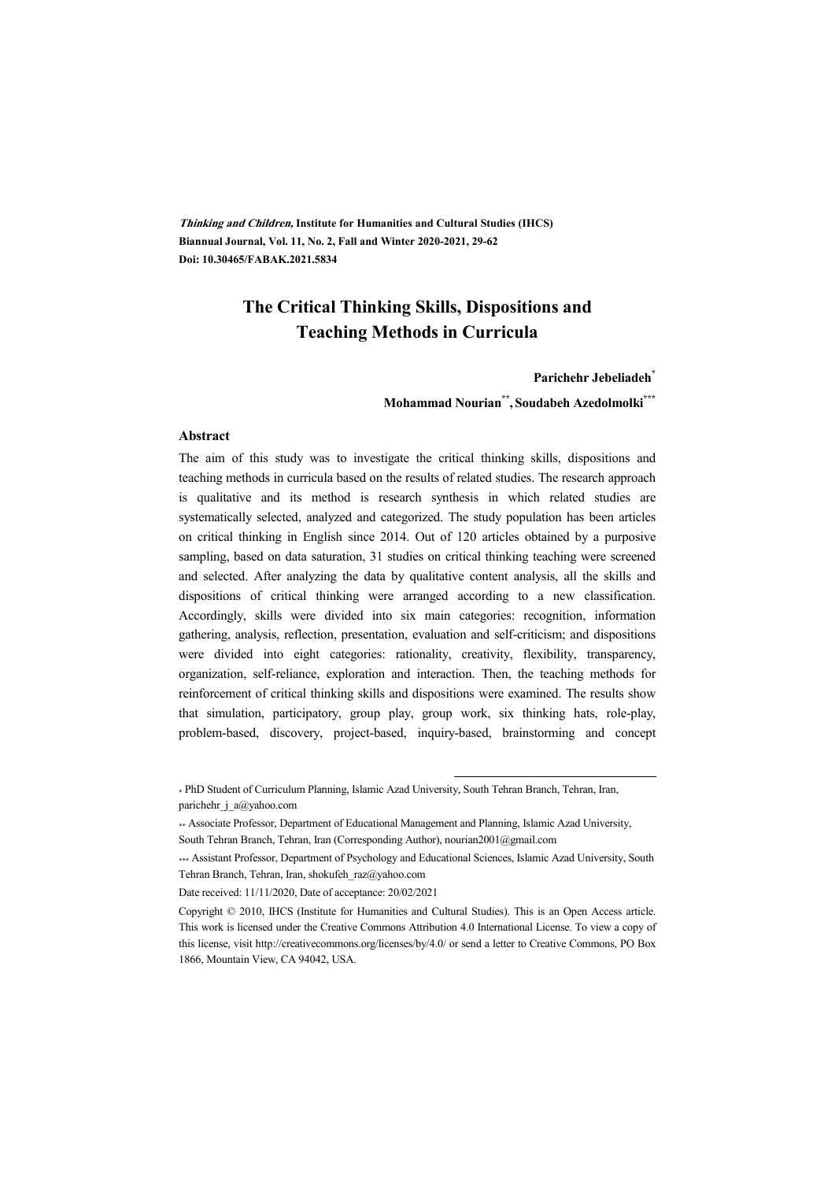*Thinking and Children,* **Institute for Humanities and Cultural Studies (IHCS)**
**Biannual Journal, Vol. 11, No. 2, Fall and Winter 2020-2021, 29-62**
**Doi: 10.30465/FABAK.2021.5834**

# The Critical Thinking Skills, Dispositions and Teaching Methods in Curricula

**Parichehr Jebeliadeh***

**Mohammad Nourian**, Soudabeh Azedolmolki*****

### Abstract

The aim of this study was to investigate the critical thinking skills, dispositions and teaching methods in curricula based on the results of related studies. The research approach is qualitative and its method is research synthesis in which related studies are systematically selected, analyzed and categorized. The study population has been articles on critical thinking in English since 2014. Out of 120 articles obtained by a purposive sampling, based on data saturation, 31 studies on critical thinking teaching were screened and selected. After analyzing the data by qualitative content analysis, all the skills and dispositions of critical thinking were arranged according to a new classification. Accordingly, skills were divided into six main categories: recognition, information gathering, analysis, reflection, presentation, evaluation and self-criticism; and dispositions were divided into eight categories: rationality, creativity, flexibility, transparency, organization, self-reliance, exploration and interaction. Then, the teaching methods for reinforcement of critical thinking skills and dispositions were examined. The results show that simulation, participatory, group play, group work, six thinking hats, role-play, problem-based, discovery, project-based, inquiry-based, brainstorming and concept

---

\* PhD Student of Curriculum Planning, Islamic Azad University, South Tehran Branch, Tehran, Iran, parichehr_j_a@yahoo.com

\*\* Associate Professor, Department of Educational Management and Planning, Islamic Azad University, South Tehran Branch, Tehran, Iran (Corresponding Author), nourian2001@gmail.com

\*\*\* Assistant Professor, Department of Psychology and Educational Sciences, Islamic Azad University, South Tehran Branch, Tehran, Iran, shokufeh_raz@yahoo.com

Date received: 11/11/2020, Date of acceptance: 20/02/2021

Copyright © 2010, IHCS (Institute for Humanities and Cultural Studies). This is an Open Access article. This work is licensed under the Creative Commons Attribution 4.0 International License. To view a copy of this license, visit http://creativecommons.org/licenses/by/4.0/ or send a letter to Creative Commons, PO Box 1866, Mountain View, CA 94042, USA.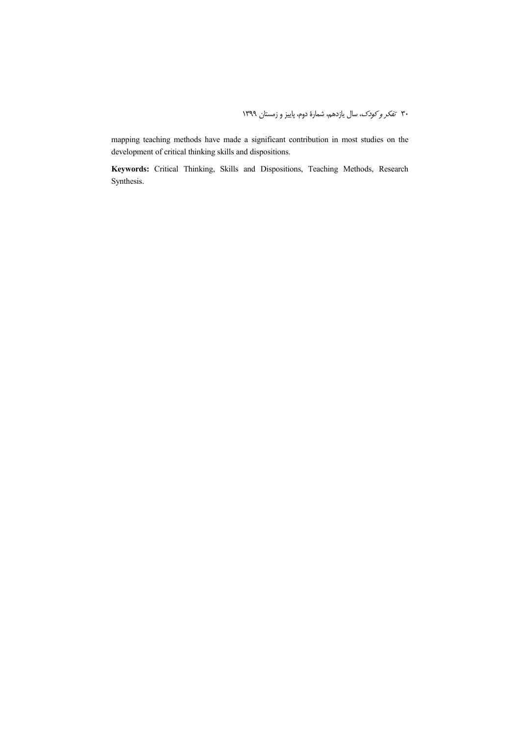mapping teaching methods have made a significant contribution in most studies on the development of critical thinking skills and dispositions.

**Keywords:** Critical Thinking, Skills and Dispositions, Teaching Methods, Research Synthesis.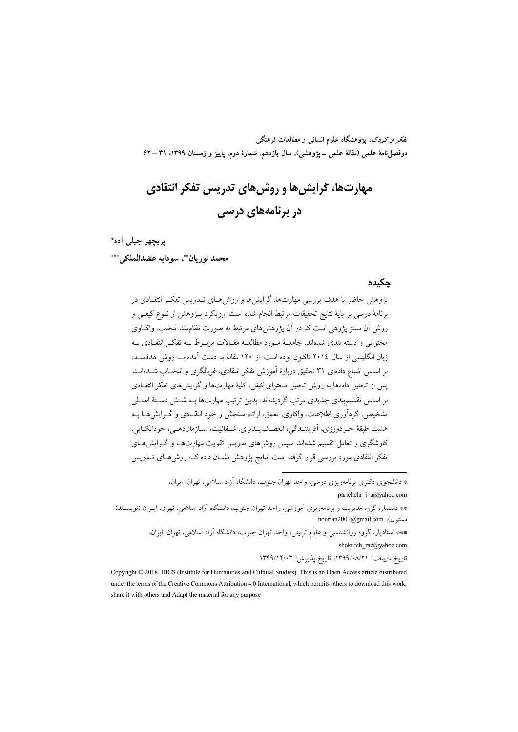*تفکر و کودک*، پژوهشگاه علوم انسانی و مطالعات فرهنگی
دوفصل‌نامهٔ علمی (مقالهٔ علمی ـ پژوهشی)، سال یازدهم، شمارهٔ دوم، پاییز و زمستان ۱۳۹۹، ۳۱ – ۶۲

# مهارت‌ها، گرایش‌ها و روش‌های تدریس تفکر انتقادی در برنامه‌های درسی

**پریچهر جبلی آده***

**محمد نوریان****، **سودابه عضدالملکی*****

## چکیده

پژوهش حاضر با هدف بررسی مهارت‌ها، گرایش‌ها و روش‌های تدریس تفکر انتقادی در برنامهٔ درسی بر پایهٔ نتایج تحقیقات مرتبط انجام شده است. رویکرد پژوهش از نوع کیفی و روش آن سنتز پژوهی است که در آن پژوهش‌های مرتبط به صورت نظام‌مند انتخاب، واکاوی محتوایی و دسته بندی شده‌اند. جامعهٔ مورد مطالعه مقالات مربوط به تفکر انتقادی به زبان انگلیسی از سال ۲۰۱۴ تاکنون بوده است. از ۱۲۰ مقالهٔ به دست آمده به روش هدفمند، بر اساس اشباع داده‌ای ۳۱ تحقیق دربارهٔ آموزش تفکر انتقادی، غربالگری و انتخاب شده‌اند. پس از تحلیل داده‌ها به روش تحلیل محتوای کیفی، کلیهٔ مهارت‌ها و گرایش‌های تفکر انتقادی بر اساس تقسیم‌بندی جدیدی مرتب گردیده‌اند. بدین ترتیب مهارت‌ها به شش دستهٔ اصلی تشخیص، گردآوری اطلاعات، واکاوی، تعمق، ارائه، سنجش و خود انتقادی و گرایش‌ها به هشت طبقهٔ خردورزی، آفرینندگی، انعطاف‌پذیری، شفافیت، سازمان‌دهی، خوداتکایی، کاوشگری و تعامل تقسیم شده‌اند. سپس روش‌های تدریس تقویت مهارت‌ها و گرایش‌های تفکر انتقادی مورد بررسی قرار گرفته است. نتایج پژوهش نشان داده که روش‌های تدریس

---

* دانشجوی دکتری برنامه‌ریزی درسی، واحد تهران جنوب، دانشگاه آزاد اسلامی، تهران، ایران،
parichehr_j_a@yahoo.com

** دانشیار، گروه مدیریت و برنامه‌ریزی آموزشی، واحد تهران جنوب، دانشگاه آزاد اسلامی، تهران، ایران (نویسندهٔ مسئول)، nourian2001@gmail.com

*** استادیار، گروه روانشناسی و علوم تربیتی، واحد تهران جنوب، دانشگاه آزاد اسلامی، تهران، ایران،
shokufeh_raz@yahoo.com

تاریخ دریافت: ۱۳۹۹/۰۸/۲۱، تاریخ پذیرش: ۱۳۹۹/۱۲/۰۳

Copyright © 2018, IHCS (Institute for Humanities and Cultural Studies). This is an Open Access article distributed under the terms of the Creative Commons Attribution 4.0 International, which permits others to download this work, share it with others and Adapt the material for any purpose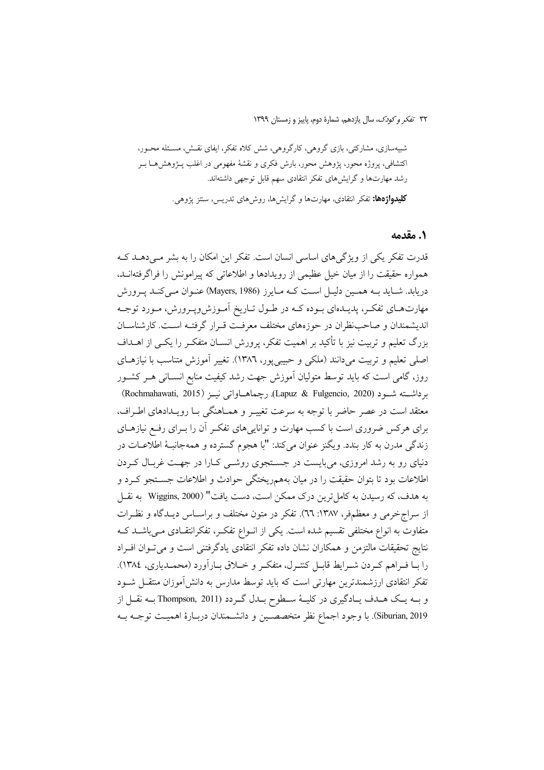شبیه‌سازی، مشارکتی، بازی گروهی، کارگروهی، شش کلاه تفکر، ایفای نقش، مسئله محور، اکتشافی، پروژه محور، پژوهش محور، بارش فکری و نقشهٔ مفهومی در اغلب پژوهش‌ها بر رشد مهارت‌ها و گرایش‌های تفکر انتقادی سهم قابل توجهی داشته‌اند.

**کلیدواژه‌ها:** تفکر انتقادی، مهارت‌ها و گرایش‌ها، روش‌های تدریس، سنتز پژوهی.

## ۱. مقدمه

قدرت تفکر یکی از ویژگی‌های اساسی انسان است. تفکر این امکان را به بشر می‌دهد که همواره حقیقت را از میان خیل عظیمی از رویدادها و اطلاعاتی که پیرامونش را فراگرفته‌اند، دریابد. شاید به همین دلیل است که مایرز (Mayers, 1986) عنوان می‌کند پرورش مهارت‌های تفکر، پدیده‌ای بوده که در طول تاریخ آموزش‌وپرورش، مورد توجه اندیشمندان و صاحب‌نظران در حوزه‌های مختلف معرفت قرار گرفته است. کارشناسان بزرگ تعلیم و تربیت نیز با تأکید بر اهمیت تفکر، پرورش انسان متفکر را یکی از اهداف اصلی تعلیم و تربیت می‌دانند (ملکی و حبیبی‌پور، ١٣٨٦). تغییر آموزش متناسب با نیازهای روز، گامی است که باید توسط متولیان آموزش جهت رشد کیفیت منابع انسانی هر کشور برداشته شود (Lapuz & Fulgencio, 2020). رچماهاواتی نیز (Rochmahawati, 2015) معتقد است در عصر حاضر با توجه به سرعت تغییر و هماهنگی با رویدادهای اطراف، برای هرکس ضروری است با کسب مهارت و توانایی‌های تفکر آن را برای رفع نیازهای زندگی مدرن به کار بندد. ویگنز عنوان می‌کند: "با هجوم گسترده و همه‌جانبهٔ اطلاعات در دنیای رو به رشد امروزی، می‌بایست در جستجوی روشی کارا در جهت غربال کردن اطلاعات بود تا بتوان حقیقت را در میان بهم‌ریختگی حوادث و اطلاعات جستجو کرد و به هدف، که رسیدن به کامل‌ترین درک ممکن است، دست یافت" (Wiggins, 2000 به نقل از سراج‌خرمی و معظم‌فر، ١٣٨٧: ٦٦). تفکر در متون مختلف و براساس دیدگاه و نظرات متفاوت به انواع مختلفی تقسیم شده است. یکی از انواع تفکر، تفکرانتقادی می‌باشد که نتایج تحقیقات مالتزمن و همکاران نشان داده تفکر انتقادی یادگرفتنی است و می‌توان افراد را با فراهم کردن شرایط قابل کنترل، متفکر و خلاق بارآورد (محمدیاری، ١٣٨٤). تفکر انتقادی ارزشمندترین مهارتی است که باید توسط مدارس به دانش‌آموزان منتقل شود و به یک هدف یادگیری در کلیهٔ سطوح بدل گردد (Thompson, 2011 به نقل از Siburian, 2019). با وجود اجماع نظر متخصصین و دانشمندان دربارهٔ اهمیت توجه به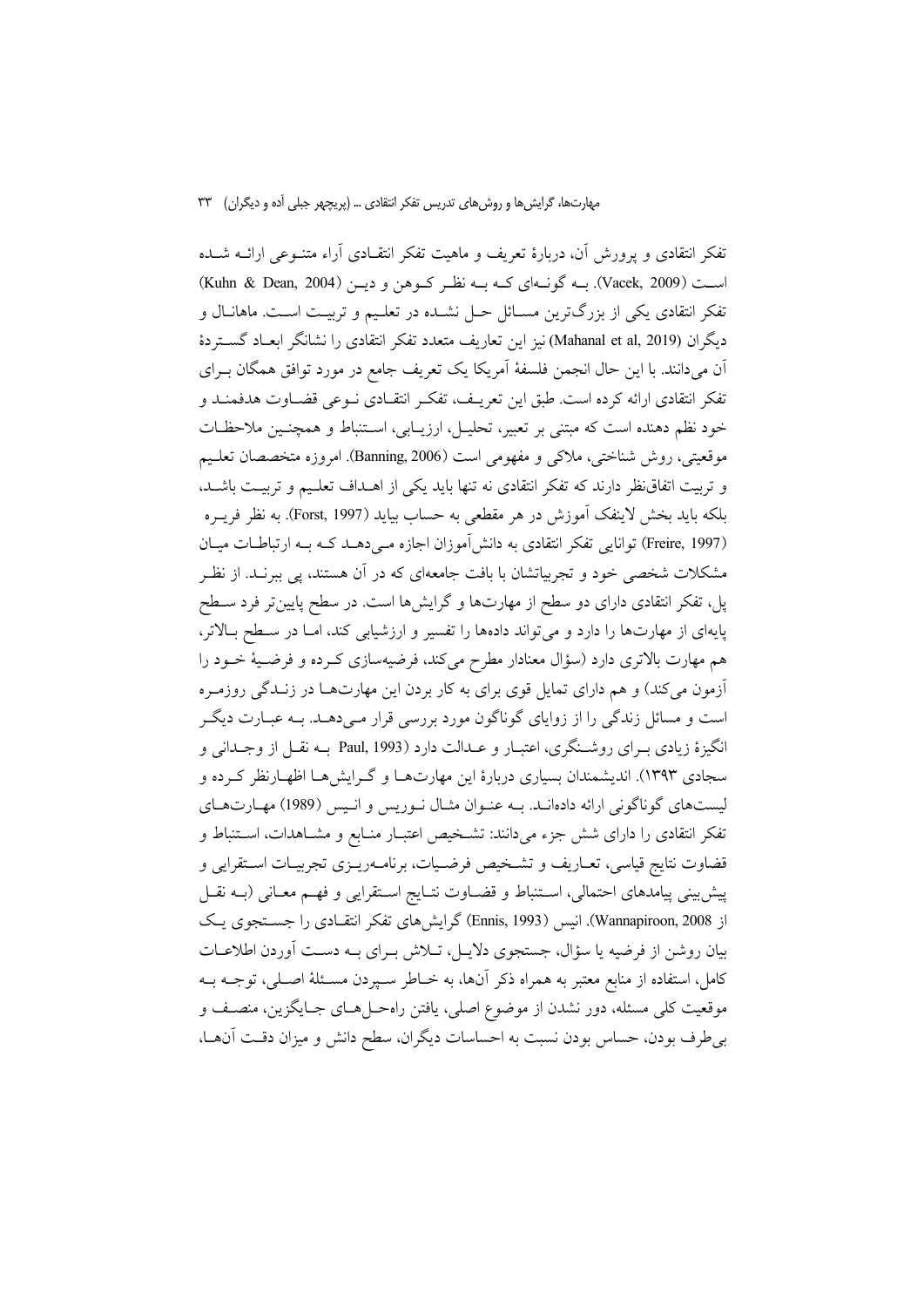تفکر انتقادی و پرورش آن، دربارهٔ تعریف و ماهیت تفکر انتقـادی آراء متنـوعی ارائـه شـده اسـت (Vacek, 2009). بـه گونـه‌ای کـه بـه نظـر کـوهن و دیـن (Kuhn & Dean, 2004) تفکر انتقادی یکی از بزرگ‌ترین مسـائل حـل نشـده در تعلـیم و تربیـت اسـت. ماهانـال و دیگران (Mahanal et al, 2019) نیز این تعاریف متعدد تفکر انتقادی را نشانگر ابعـاد گسـتردهٔ آن می‌دانند. با این حال انجمن فلسفهٔ آمریکا یک تعریف جامع در مورد توافق همگان بـرای تفکر انتقادی ارائه کرده است. طبق این تعریـف، تفکـر انتقـادی نـوعی قضـاوت هدفمنـد و خود نظم دهنده است که مبتنی بر تعبیر، تحلیـل، ارزیـابی، اسـتنباط و همچنـین ملاحظـات موقعیتی، روش شناختی، ملاکی و مفهومی است (Banning, 2006). امروزه متخصصان تعلـیم و تربیت اتفاق‌نظر دارند که تفکر انتقادی نه تنها باید یکی از اهـداف تعلـیم و تربیـت باشـد، بلکه باید بخش لاینفک آموزش در هر مقطعی به حساب بیاید (Forst, 1997). به نظر فریـره (Freire, 1997) توانایی تفکر انتقادی به دانش‌آموزان اجازه مـی‌دهـد کـه بـه ارتباطـات میـان مشکلات شخصی خود و تجربیاتشان با بافت جامعه‌ای که در آن هستند، پی ببرنـد. از نظـر پل، تفکر انتقادی دارای دو سطح از مهارت‌ها و گرایش‌ها است. در سطح پایین‌تر فرد سـطح پایه‌ای از مهارت‌ها را دارد و می‌تواند داده‌ها را تفسیر و ارزشیابی کند، امـا در سـطح بـالاتر، هم مهارت بالاتری دارد (سؤال معنادار مطرح می‌کند، فرضیه‌سازی کـرده و فرضـیهٔ خـود را آزمون می‌کند) و هم دارای تمایل قوی برای به کار بردن این مهارت‌هـا در زنـدگی روزمـره است و مسائل زندگی را از زوایای گوناگون مورد بررسی قرار مـی‌دهـد. بـه عبـارت دیگـر انگیزهٔ زیادی بـرای روشـنگری، اعتبـار و عـدالت دارد (Paul, 1993 بـه نقـل از وجـدانی و سجادی ۱۳۹۳). اندیشمندان بسیاری دربارهٔ این مهارت‌هـا و گـرایش‌هـا اظهـارنظر کـرده و لیست‌های گوناگونی ارائه داده‌انـد. بـه عنـوان مثـال نـوریس و انـیس (1989) مهـارت‌هـای تفکر انتقادی را دارای شش جزء می‌دانند: تشـخیص اعتبـار منـابع و مشـاهدات، اسـتنباط و قضاوت نتایج قیاسی، تعـاریف و تشـخیص فرضـیات، برنامـه‌ریـزی تجربیـات اسـتقرایی و پیش‌بینی پیامدهای احتمالی، اسـتنباط و قضـاوت نتـایج اسـتقرایی و فهـم معـانی (بـه نقـل از Wannapiroon, 2008). انیس (Ennis, 1993) گرایش‌های تفکر انتقـادی را جسـتجوی یـک بیان روشن از فرضیه یا سؤال، جستجوی دلایـل، تـلاش بـرای بـه دسـت آوردن اطلاعـات کامل، استفاده از منابع معتبر به همراه ذکر آن‌ها، به خـاطر سـپردن مسـئلهٔ اصـلی، توجـه بـه موقعیت کلی مسئله، دور نشدن از موضوع اصلی، یافتن راه‌حـل‌هـای جـایگزین، منصـف و بی‌طرف بودن، حساس بودن نسبت به احساسات دیگران، سطح دانش و میزان دقـت آن‌هـا،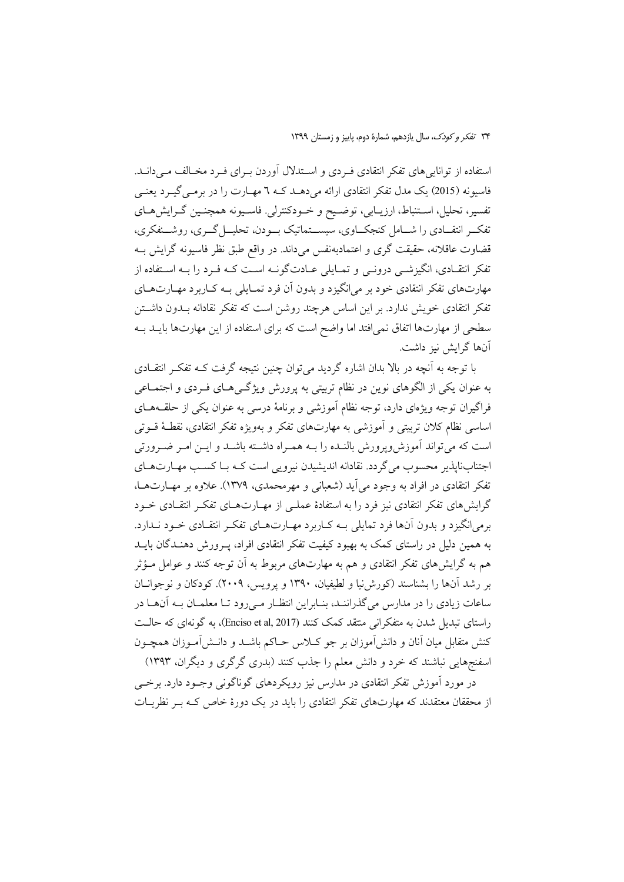استفاده از توانایی‌های تفکر انتقادی فردی و استدلال آوردن برای فرد مخالف می‌داند. فاسیونه (2015) یک مدل تفکر انتقادی ارائه می‌دهد که ٦ مهارت را در برمی‌گیرد یعنی تفسیر، تحلیل، استنباط، ارزیابی، توضیح و خودکنترلی. فاسیونه همچنین گرایش‌های تفکر انتقادی را شامل کنجکاوی، سیستماتیک بودن، تحلیل‌گری، روشنفکری، قضاوت عاقلانه، حقیقت گری و اعتمادبه‌نفس می‌داند. در واقع طبق نظر فاسیونه گرایش به تفکر انتقادی، انگیزشی درونی و تمایلی عادت‌گونه است که فرد را به استفاده از مهارت‌های تفکر انتقادی خود بر می‌انگیزد و بدون آن فرد تمایلی به کاربرد مهارت‌های تفکر انتقادی خویش ندارد. بر این اساس هرچند روشن است که تفکر نقادانه بدون داشتن سطحی از مهارت‌ها اتفاق نمی‌افتد اما واضح است که برای استفاده از این مهارت‌ها باید به آن‌ها گرایش نیز داشت.

با توجه به آنچه در بالا بدان اشاره گردید می‌توان چنین نتیجه گرفت که تفکر انتقادی به عنوان یکی از الگوهای نوین در نظام تربیتی به پرورش ویژگی‌های فردی و اجتماعی فراگیران توجه ویژه‌ای دارد، توجه نظام آموزشی و برنامهٔ درسی به عنوان یکی از حلقه‌های اساسی نظام کلان تربیتی و آموزشی به مهارت‌های تفکر و بویژه تفکر انتقادی، نقطهٔ قوتی است که می‌تواند آموزش‌وپرورش بالنده را به همراه داشته باشد و این امر ضرورتی اجتناب‌ناپذیر محسوب می‌گردد. نقادانه اندیشیدن نیرویی است که با کسب مهارت‌های تفکر انتقادی در افراد به وجود می‌آید (شعبانی و مهرمحمدی، ١٣٧٩). علاوه بر مهارت‌ها، گرایش‌های تفکر انتقادی نیز فرد را به استفادهٔ عملی از مهارت‌های تفکر انتقادی خود برمی‌انگیزد و بدون آن‌ها فرد تمایلی به کاربرد مهارت‌های تفکر انتقادی خود ندارد. به همین دلیل در راستای کمک به بهبود کیفیت تفکر انتقادی افراد، پرورش دهندگان باید هم به گرایش‌های تفکر انتقادی و هم به مهارت‌های مربوط به آن توجه کنند و عوامل مؤثر بر رشد آن‌ها را بشناسند (کورش‌نیا و لطیفیان، ١٣٩٠ و پرویس، ٢٠٠٩). کودکان و نوجوانان ساعات زیادی را در مدارس می‌گذرانند، بنابراین انتظار می‌رود تا معلمان به آن‌ها در راستای تبدیل شدن به متفکرانی منتقد کمک کنند (Enciso et al, 2017)، به گونه‌ای که حالت کنش متقابل میان آنان و دانش‌آموزان بر جو کلاس حاکم باشد و دانش‌آموزان همچون اسفنج‌هایی نباشند که خرد و دانش معلم را جذب کنند (بدری گرگری و دیگران، ١٣٩٣)

در مورد آموزش تفکر انتقادی در مدارس نیز رویکردهای گوناگونی وجود دارد. برخی از محققان معتقدند که مهارت‌های تفکر انتقادی را باید در یک دورهٔ خاص که بر نظریات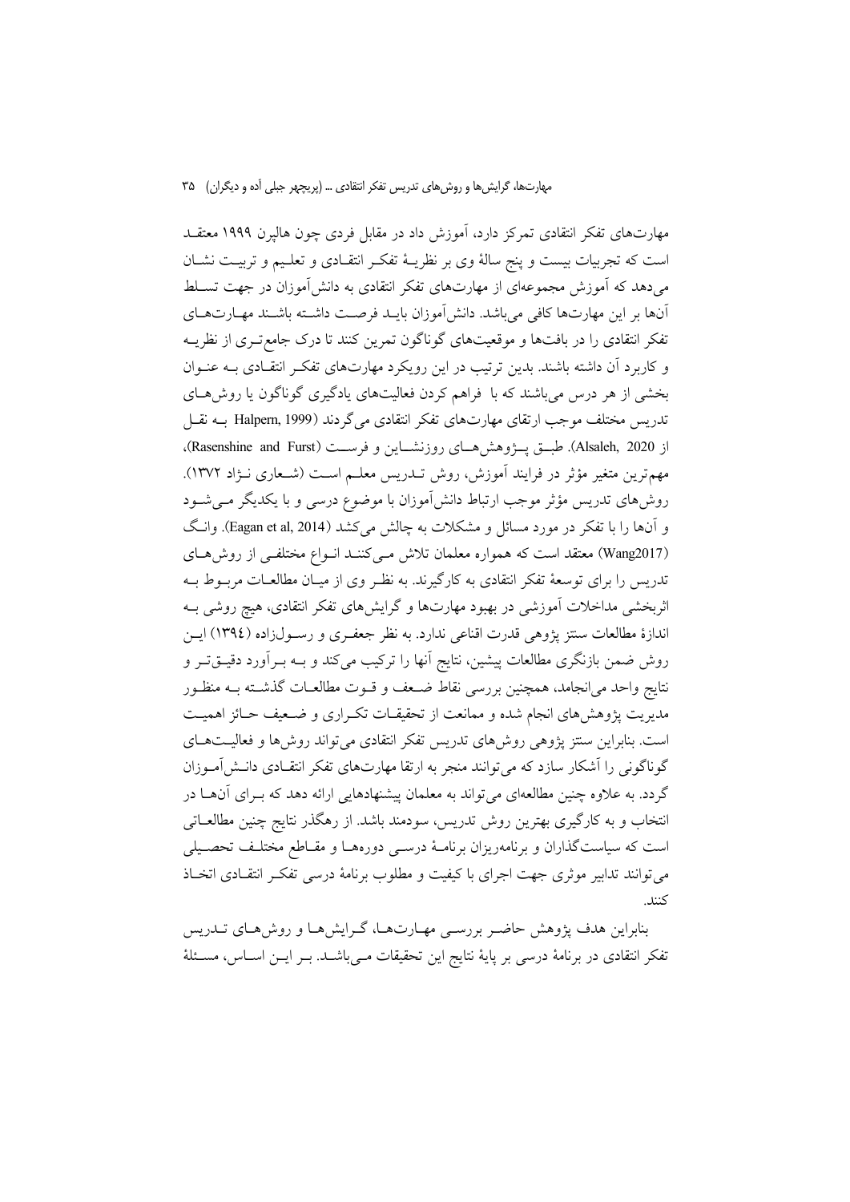مهارت‌های تفکر انتقادی تمرکز دارد، آموزش داد در مقابل فردی چون هالپرن ۱۹۹۹ معتقد است که تجربیات بیست و پنج سالهٔ وی بر نظریهٔ تفکر انتقادی و تعلیم و تربیت نشان می‌دهد که آموزش مجموعه‌ای از مهارت‌های تفکر انتقادی به دانش‌آموزان در جهت تسلط آنها بر این مهارت‌ها کافی می‌باشد. دانش‌آموزان باید فرصت داشته باشند مهارت‌های تفکر انتقادی را در بافت‌ها و موقعیت‌های گوناگون تمرین کنند تا درک جامع‌تری از نظریه و کاربرد آن داشته باشند. بدین ترتیب در این رویکرد مهارت‌های تفکر انتقادی به عنوان بخشی از هر درس می‌باشند که با فراهم کردن فعالیت‌های یادگیری گوناگون یا روش‌های تدریس مختلف موجب ارتقای مهارت‌های تفکر انتقادی می‌گردند (Halpern, 1999 به نقل از Alsaleh, 2020). طبق پژوهش‌های روزنشاین و فرست (Rasenshine and Furst)، مهم‌ترین متغیر مؤثر در فرایند آموزش، روش تدریس معلم است (شعاری نژاد ۱۳۷۲). روش‌های تدریس مؤثر موجب ارتباط دانش‌آموزان با موضوع درسی و با یکدیگر می‌شود و آنها را با تفکر در مورد مسائل و مشکلات به چالش می‌کشد (Eagan et al, 2014). وانگ (Wang2017) معتقد است که همواره معلمان تلاش می‌کنند انواع مختلفی از روش‌های تدریس را برای توسعهٔ تفکر انتقادی به کارگیرند. به نظر وی از میان مطالعات مربوط به اثربخشی مداخلات آموزشی در بهبود مهارت‌ها و گرایش‌های تفکر انتقادی، هیچ روشی به اندازهٔ مطالعات سنتز پژوهی قدرت اقناعی ندارد. به نظر جعفری و رسول‌زاده (۱۳۹٤) این روش ضمن بازنگری مطالعات پیشین، نتایج آنها را ترکیب می‌کند و به برآورد دقیق‌تر و نتایج واحد می‌انجامد، همچنین بررسی نقاط ضعف و قوت مطالعات گذشته به منظور مدیریت پژوهش‌های انجام شده و ممانعت از تحقیقات تکراری و ضعیف حائز اهمیت است. بنابراین سنتز پژوهی روش‌های تدریس تفکر انتقادی می‌تواند روش‌ها و فعالیت‌های گوناگونی را آشکار سازد که می‌توانند منجر به ارتقا مهارت‌های تفکر انتقادی دانش‌آموزان گردد. به علاوه چنین مطالعه‌ای می‌تواند به معلمان پیشنهادهایی ارائه دهد که برای آنها در انتخاب و به کارگیری بهترین روش تدریس، سودمند باشد. از رهگذر نتایج چنین مطالعاتی است که سیاست‌گذاران و برنامه‌ریزان برنامهٔ درسی دوره‌ها و مقاطع مختلف تحصیلی می‌توانند تدابیر موثری جهت اجرای با کیفیت و مطلوب برنامهٔ درسی تفکر انتقادی اتخاذ کنند.

بنابراین هدف پژوهش حاضر بررسی مهارت‌ها، گرایش‌ها و روش‌های تدریس تفکر انتقادی در برنامهٔ درسی بر پایهٔ نتایج این تحقیقات می‌باشد. بر این اساس، مسئلهٔ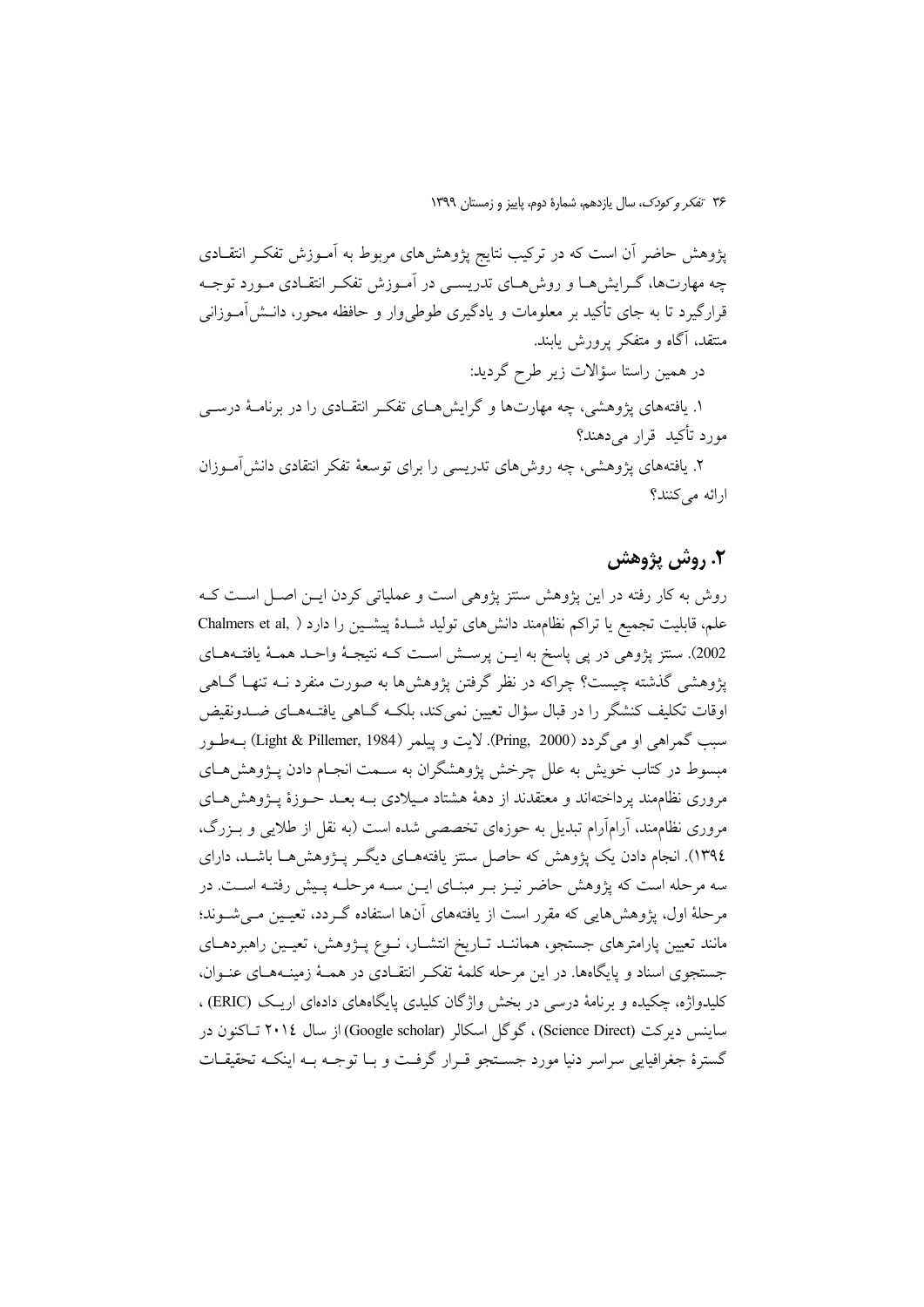پژوهش حاضر آن است که در ترکیب نتایج پژوهش‌های مربوط به آموزش تفکر انتقادی چه مهارت‌ها، گرایش‌ها و روش‌های تدریسی در آموزش تفکر انتقادی مورد توجه قرارگیرد تا به جای تأکید بر معلومات و یادگیری طوطی‌وار و حافظه محور، دانش‌آموزانی منتقد، آگاه و متفکر پرورش یابند.

در همین راستا سؤالات زیر طرح گردید:

۱. یافته‌های پژوهشی، چه مهارت‌ها و گرایش‌های تفکر انتقادی را در برنامهٔ درسی مورد تأکید قرار می‌دهند؟

۲. یافته‌های پژوهشی، چه روش‌های تدریسی را برای توسعهٔ تفکر انتقادی دانش‌آموزان ارائه می‌کنند؟

## ۲. روش پژوهش

روش به کار رفته در این پژوهش سنتز پژوهی است و عملیاتی کردن این اصل است که علم، قابلیت تجمیع یا تراکم نظام‌مند دانش‌های تولید شدهٔ پیشین را دارد (Chalmers et al, 2002). سنتز پژوهی در پی پاسخ به این پرسش است که نتیجهٔ واحد همهٔ یافته‌های پژوهشی گذشته چیست؟ چراکه در نظر گرفتن پژوهش‌ها به صورت منفرد نه تنها گاهی اوقات تکلیف کنشگر را در قبال سؤال تعیین نمی‌کند، بلکه گاهی یافته‌های ضدونقیض سبب گمراهی او می‌گردد (Pring, 2000). لایت و پیلمر (Light & Pillemer, 1984) به‌طور مبسوط در کتاب خویش به علل چرخش پژوهشگران به سمت انجام دادن پژوهش‌های مروری نظام‌مند پرداخته‌اند و معتقدند از دههٔ هشتاد میلادی به بعد حوزهٔ پژوهش‌های مروری نظام‌مند، آرام‌آرام تبدیل به حوزه‌ای تخصصی شده است (به نقل از طلایی و بزرگ، ۱۳۹٤). انجام دادن یک پژوهش که حاصل سنتز یافته‌های دیگر پژوهش‌ها باشد، دارای سه مرحله است که پژوهش حاضر نیز بر مبنای این سه مرحله پیش رفته است. در مرحلهٔ اول، پژوهش‌هایی که مقرر است از یافته‌های آن‌ها استفاده گردد، تعیین می‌شوند؛ مانند تعیین پارامترهای جستجو، همانند تاریخ انتشار، نوع پژوهش، تعیین راهبردهای جستجوی اسناد و پایگاه‌ها. در این مرحله کلمهٔ تفکر انتقادی در همهٔ زمینه‌های عنوان، کلیدواژه، چکیده و برنامهٔ درسی در بخش واژگان کلیدی پایگاه‌های داده‌ای اریک (ERIC) ، ساینس دیرکت (Science Direct) ، گوگل اسکالر (Google scholar) از سال ۲۰۱٤ تاکنون در گسترهٔ جغرافیایی سراسر دنیا مورد جستجو قرار گرفت و با توجه به اینکه تحقیقات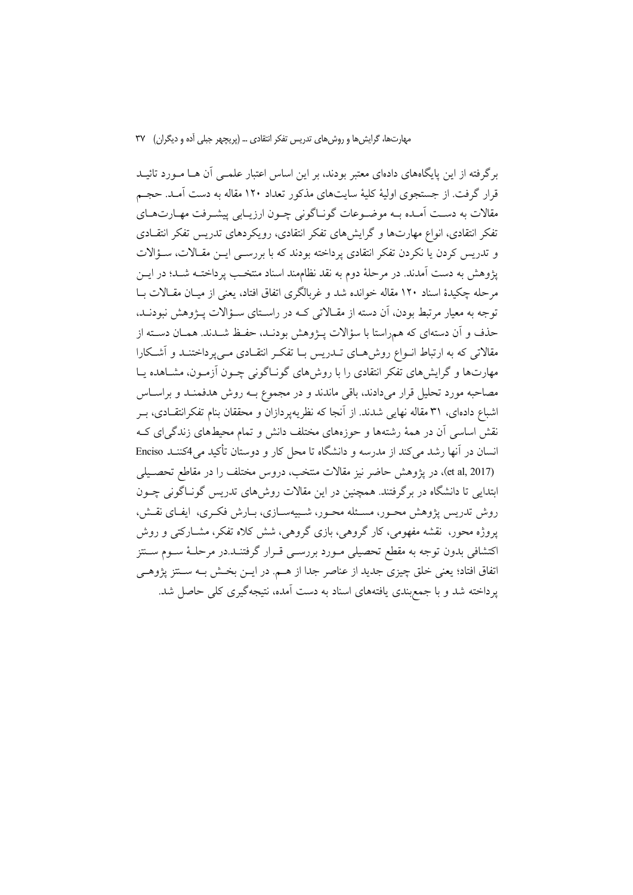برگرفته از این پایگاه‌های داده‌ای معتبر بودند، بر این اساس اعتبار علمی آن ها مورد تائید قرار گرفت. از جستجوی اولیهٔ کلیهٔ سایت‌های مذکور تعداد ۱۲۰ مقاله به دست آمد. حجم مقالات به دست آمده به موضوعات گوناگونی چون ارزیابی پیشرفت مهارت‌های تفکر انتقادی، انواع مهارت‌ها و گرایش‌های تفکر انتقادی، رویکردهای تدریس تفکر انتقادی و تدریس کردن یا نکردن تفکر انتقادی پرداخته بودند که با بررسی این مقالات، سؤالات پژوهش به دست آمدند. در مرحلهٔ دوم به نقد نظام‌مند اسناد منتخب پرداخته شد؛ در این مرحله چکیدهٔ اسناد ۱۲۰ مقاله خوانده شد و غربالگری اتفاق افتاد، یعنی از میان مقالات با توجه به معیار مرتبط بودن، آن دسته از مقالاتی که در راستای سؤالات پژوهش نبودند، حذف و آن دسته‌ای که هم‌راستا با سؤالات پژوهش بودند، حفظ شدند. همان دسته از مقالاتی که به ارتباط انواع روش‌های تدریس با تفکر انتقادی می‌پرداختند و آشکارا مهارت‌ها و گرایش‌های تفکر انتقادی را با روش‌های گوناگونی چون آزمون، مشاهده یا مصاحبه مورد تحلیل قرار می‌دادند، باقی ماندند و در مجموع به روش هدفمند و براساس اشباع داده‌ای، ۳۱ مقاله نهایی شدند. از آنجا که نظریه‌پردازان و محققان بنام تفکرانتقادی، بر نقش اساسی آن در همهٔ رشته‌ها و حوزه‌های مختلف دانش و تمام محیط‌های زندگی‌ای که انسان در آنها رشد می‌کند از مدرسه و دانشگاه تا محل کار و دوستان تأکید می‌کنند (Enciso[4] et al, 2017)، در پژوهش حاضر نیز مقالات منتخب، دروس مختلف را در مقاطع تحصیلی ابتدایی تا دانشگاه در برگرفتند. همچنین در این مقالات روش‌های تدریس گوناگونی چون روش تدریس پژوهش محور، مسئله محور، شبیه‌سازی، بارش فکری، ایفای نقش، پروژه محور، نقشه مفهومی، کار گروهی، بازی گروهی، شش کلاه تفکر، مشارکتی و روش اکتشافی بدون توجه به مقطع تحصیلی مورد بررسی قرار گرفتند.در مرحلهٔ سوم سنتز اتفاق افتاد؛ یعنی خلق چیزی جدید از عناصر جدا از هم. در این بخش به سنتز پژوهی پرداخته شد و با جمع‌بندی یافته‌های اسناد به دست آمده، نتیجه‌گیری کلی حاصل شد.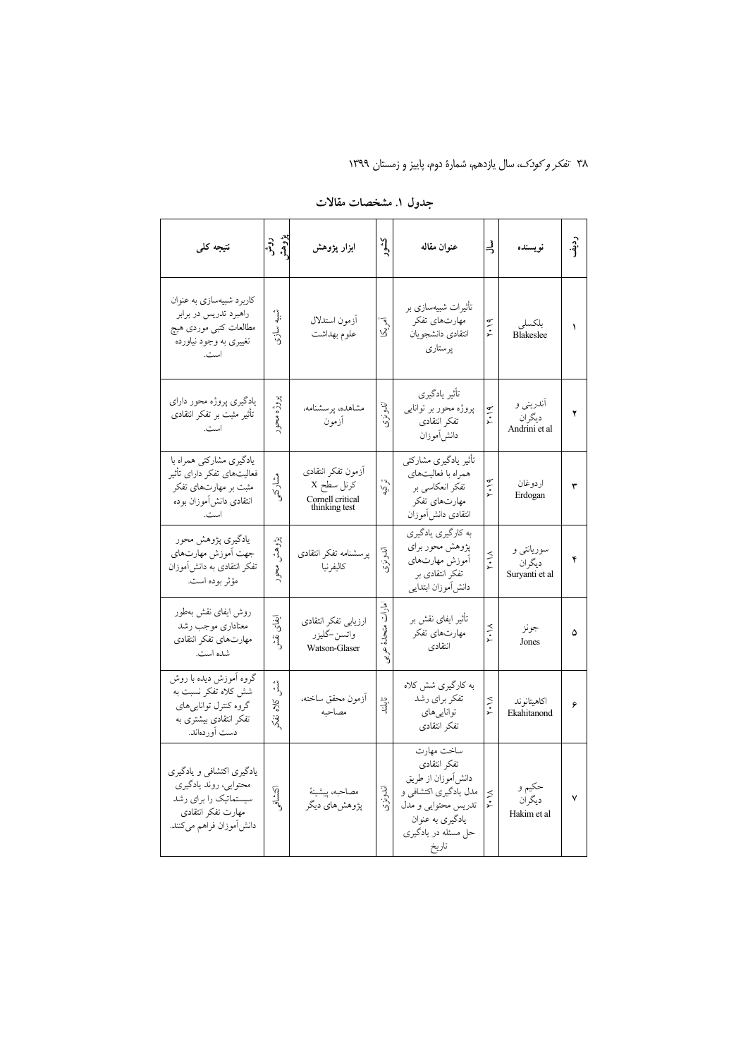**جدول ۱. مشخصات مقالات**

| ردیف | نویسنده | سال | عنوان مقاله | کشور | ابزار پژوهش | روش پژوهش | نتیجه کلی |
|---|---|---|---|---|---|---|---|
| ۱ | بلکسلی Blakeslee | ۲۰۱۹ | تأثیرات شبیه‌سازی بر مهارت‌های تفکر انتقادی دانشجویان پرستاری | آمریکا | آزمون استدلال علوم بهداشت | شبیه سازی | کاربرد شبیه‌سازی به عنوان راهبرد تدریس در برابر مطالعات کتبی موردی هیچ تغییری به وجود نیاورده است. |
| ۲ | آندرینی و دیگران Andrini et al | ۲۰۱۹ | تأثیر یادگیری پروژه محور بر توانایی تفکر انتقادی دانش‌آموزان | اندونزی | مشاهده، پرسشنامه، آزمون | پروژه محور | یادگیری پروژه محور دارای تأثیر مثبت بر تفکر انتقادی است. |
| ۳ | اردوغان Erdogan | ۲۰۱۹ | تأثیر یادگیری مشارکتی همراه با فعالیت‌های تفکر انعکاسی بر مهارت‌های تفکر انتقادی دانش‌آموزان | ترکیه | آزمون تفکر انتقادی کرنل سطح X Cornell critical thinking test | مشارکتی | یادگیری مشارکتی همراه با فعالیت‌های تفکر دارای تأثیر مثبت بر مهارت‌های تفکر انتقادی دانش‌آموزان بوده است. |
| ۴ | سوریانتی و دیگران Suryanti et al | ۲۰۱۸ | به کارگیری یادگیری پژوهش محور برای آموزش مهارت‌های تفکر انتقادی بر دانش‌آموزان ابتدایی | اندونزی | پرسشنامه تفکر انتقادی کالیفرنیا | پژوهش محور | یادگیری پژوهش محور جهت آموزش مهارت‌های تفکر انتقادی به دانش‌آموزان مؤثر بوده است. |
| ۵ | جونز Jones | ۲۰۱۸ | تأثیر ایفای نقش بر مهارت‌های تفکر انتقادی | امارات متحده عربی | ارزیابی تفکر انتقادی واتسن-گلیزر Watson-Glaser | ایفای نقش | روش ایفای نقش به‌طور معناداری موجب رشد مهارت‌های تفکر انتقادی شده است. |
| ۶ | اکاهیتانوند Ekahitanond | ۲۰۱۸ | به کارگیری شش کلاه تفکر برای رشد توانایی‌های تفکر انتقادی | تایلند | آزمون محقق ساخته، مصاحبه | شش کلاه تفکر | گروه آموزش دیده با روش شش کلاه تفکر نسبت به گروه کنترل توانایی‌های تفکر انتقادی بیشتری به دست آورده‌اند. |
| ۷ | حکیم و دیگران Hakim et al | ۲۰۱۸ | ساخت مهارت تفکر انتقادی دانش‌آموزان از طریق مدل یادگیری اکتشافی و تدریس محتوایی و مدل یادگیری به عنوان حل مسئله در یادگیری تاریخ | اندونزی | مصاحبه، پیشینهٔ پژوهش‌های دیگر | اکتشافی | یادگیری اکتشافی و یادگیری محتوایی، روند یادگیری سیستماتیک را برای رشد مهارت تفکر انتقادی دانش‌آموزان فراهم می‌کنند. |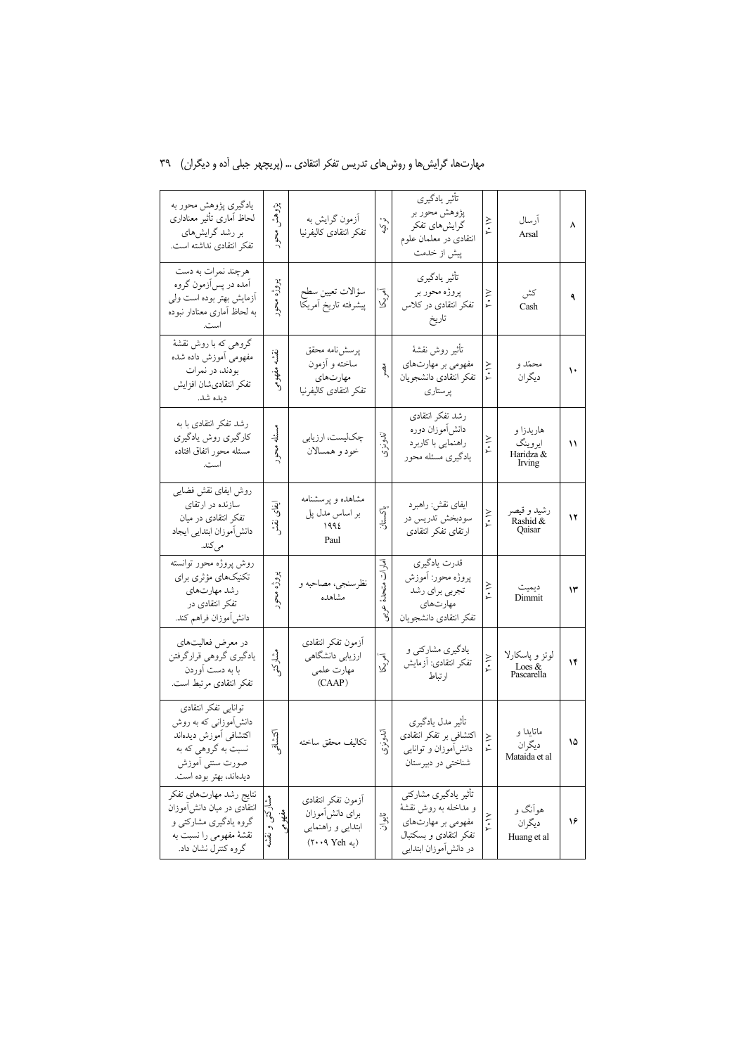| ۸ | آرسال Arsal | ۲۰۱۷ | تأثیر یادگیری پژوهش محور بر گرایش‌های تفکر انتقادی در معلمان علوم پیش از خدمت | ترکیه | آزمون گرایش به تفکر انتقادی کالیفرنیا | پژوهش محور | یادگیری پژوهش محور به لحاظ آماری تأثیر معناداری بر رشد گرایش‌های تفکر انتقادی نداشته است. |
|---|---|---|---|---|---|---|---|
| ۹ | کش Cash | ۲۰۱۷ | تأثیر یادگیری پروژه محور بر تفکر انتقادی در کلاس تاریخ | آمریکا | سؤالات تعیین سطح پیشرفته تاریخ آمریکا | پروژه محور | هرچند نمرات به دست آمده در پس‌آزمون گروه آزمایش بهتر بوده است ولی به لحاظ آماری معنادار نبوده است. |
| ۱۰ | محمّد و دیگران | ۲۰۱۷ | تأثیر روش نقشهٔ مفهومی بر مهارت‌های تفکر انتقادی دانشجویان پرستاری | مصر | پرسش‌نامه محقق ساخته و آزمون مهارت‌های تفکر انتقادی کالیفرنیا | نقشه مفهومی | گروهی که با روش نقشهٔ مفهومی آموزش داده شده بودند، در نمرات تفکر انتقادی‌شان افزایش دیده شد. |
| ۱۱ | هاریدزا و ایروینگ Haridza & Irving | ۲۰۱۷ | رشد تفکر انتقادی دانش‌آموزان دوره راهنمایی با کاربرد یادگیری مسئله محور | اندونزی | چک‌لیست، ارزیابی خود و همسالان | مسئله محور | رشد تفکر انتقادی با به کارگیری روش یادگیری مسئله محور اتفاق افتاده است. |
| ۱۲ | رشید و قیصر Rashid & Qaisar | ۲۰۱۷ | ایفای نقش: راهبرد سودبخش تدریس در ارتقای تفکر انتقادی | پاکستان | مشاهده و پرسشنامه بر اساس مدل پل ۱۹۹٤ Paul | ایفای نقش | روش ایفای نقش فضایی سازنده در ارتقای تفکر انتقادی در میان دانش‌آموزان ابتدایی ایجاد می‌کند. |
| ۱۳ | دیمیت Dimmit | ۲۰۱۷ | قدرت یادگیری پروژه محور: آموزش تجربی برای رشد مهارت‌های تفکر انتقادی دانشجویان | امارات متحدهٔ عربی | نظرسنجی، مصاحبه و مشاهده | پروژه محور | روش پروژه محور توانسته تکنیک‌های مؤثری برای رشد مهارت‌های تفکر انتقادی در دانش‌آموزان فراهم کند. |
| ۱۴ | لوئز و پاسکارلا Loes & Pascarella | ۲۰۱۷ | یادگیری مشارکتی و تفکر انتقادی: آزمایش ارتباط | آمریکا | آزمون تفکر انتقادی ارزیابی دانشگاهی مهارت علمی (CAAP) | مشارکتی | در معرض فعالیت‌های یادگیری گروهی قرارگرفتن با به دست آوردن تفکر انتقادی مرتبط است. |
| ۱۵ | ماتایدا و دیگران Mataida et al | ۲۰۱۷ | تأثیر مدل یادگیری اکتشافی بر تفکر انتقادی دانش‌آموزان و توانایی شناختی در دبیرستان | اندونزی | تکالیف محقق ساخته | اکتشافی | توانایی تفکر انتقادی دانش‌آموزانی که به روش اکتشافی آموزش دیده‌اند نسبت به گروهی که به صورت سنتی آموزش دیده‌اند، بهتر بوده است. |
| ۱۶ | هوآنگ و دیگران Huang et al | ۲۰۱۲ | تأثیر یادگیری مشارکتی و مداخله به روش نقشهٔ مفهومی بر مهارت‌های تفکر انتقادی و بسکتبال در دانش‌آموزان ابتدایی | تایوان | آزمون تفکر انتقادی برای دانش‌آموزان ابتدایی و راهنمایی (یه Yeh ۲۰۰۹) | مشارکتی و نقشه مفهومی | نتایج رشد مهارت‌های تفکر انتقادی در میان دانش‌آموزان گروه یادگیری مشارکتی و نقشهٔ مفهومی را نسبت به گروه کنترل نشان داد. |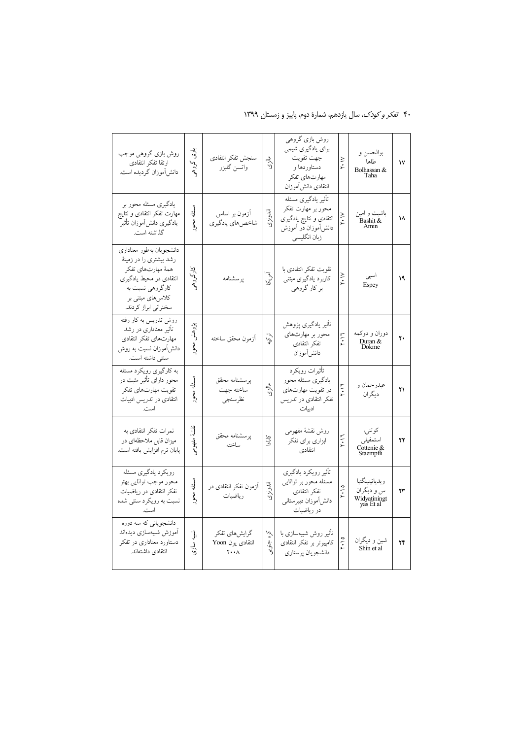| ۱۷ | بوالحسن و طاها Bolhassan & Taha | ۲۰۱۷ | روش بازی گروهی برای یادگیری شیمی جهت تقویت دستاوردها و مهارت‌های تفکر انتقادی دانش‌آموزان | مالزی | سنجش تفکر انتقادی واتسن گلیزر | بازی گروهی | روش بازی گروهی موجب ارتقا تفکر انتقادی دانش‌آموزان گردیده است. |
|---|---|---|---|---|---|---|---|
| ۱۸ | باشیت و امین Bashit & Amin | ۲۰۱۷ | تأثیر یادگیری مسئله محور بر مهارت تفکر انتقادی و نتایج یادگیری دانش‌آموزان در آموزش زبان انگلیسی | اندونزی | آزمون بر اساس شاخص‌های یادگیری | مسئله محور | یادگیری مسئله محور بر مهارت تفکر انتقادی و نتایج یادگیری دانش‌آموزان تأثیر گذاشته است. |
| ۱۹ | اسپی Espey | ۲۰۱۷ | تقویت تفکر انتقادی با کاربرد یادگیری مبتنی بر کار گروهی | آمریکا | پرسشنامه | کار گروهی | دانشجویان به‌طور معناداری رشد بیشتری را در زمینهٔ همهٔ مهارت‌های تفکر انتقادی در محیط یادگیری کارگروهی نسبت به کلاس‌های مبتنی بر سخنرانی ابراز کردند. |
| ۲۰ | دوران و دوکمه Duran & Dokme | ۲۰۱۶ | تأثیر یادگیری پژوهش محور بر مهارت‌های تفکر انتقادی دانش‌آموزان | ترکیه | آزمون محقق ساخته | پژوهش محور | روش تدریس به کار رفته تأثیر معناداری در رشد مهارت‌های تفکر انتقادی دانش‌آموزان نسبت به روش سنتی داشته است. |
| ۲۱ | عبدرحمان و دیگران | ۲۰۱۶ | تأثیرات رویکرد یادگیری مسئله محور در تقویت مهارت‌های تفکر انتقادی در تدریس ادبیات | مالزی | پرسشنامه محقق ساخته جهت نظرسنجی | مسئله محور | به کارگیری رویکرد مسئله محور دارای تأثیر مثبت در تقویت مهارت‌های تفکر انتقادی در تدریس ادبیات است. |
| ۲۲ | کوتنی، استمفیلی Cottenie & Staempfli | ۲۰۱۶ | روش نقشهٔ مفهومی ابزاری برای تفکر انتقادی | کانادا | پرسشنامه محقق ساخته | نقشهٔ مفهومی | نمرات تفکر انتقادی به میزان قابل ملاحظه‌ای در پایان ترم افزایش یافته است. |
| ۲۳ | ویدیاتینینگتیاس و دیگران Widyatiningtyas Et al | ۲۰۱۵ | تأثیر رویکرد یادگیری مسئله محور بر توانایی تفکر انتقادی دانش‌آموزان دبیرستانی در ریاضیات | اندونزی | آزمون تفکر انتقادی در ریاضیات | مسئله محور | رویکرد یادگیری مسئله محور موجب توانایی بهتر تفکر انتقادی در ریاضیات نسبت به رویکرد سنتی شده است. |
| ۲۴ | شین و دیگران Shin et al | ۲۰۱۵ | تأثیر روش شبیه‌سازی با کامپیوتر بر تفکر انتقادی دانشجویان پرستاری | کره جنوبی | گرایش‌های تفکر انتقادی یون Yoon ۲۰۰۸ | شبیه سازی | دانشجویانی که سه دوره آموزش شبیه‌سازی دیده‌اند دستاورد معناداری در تفکر انتقادی داشته‌اند. |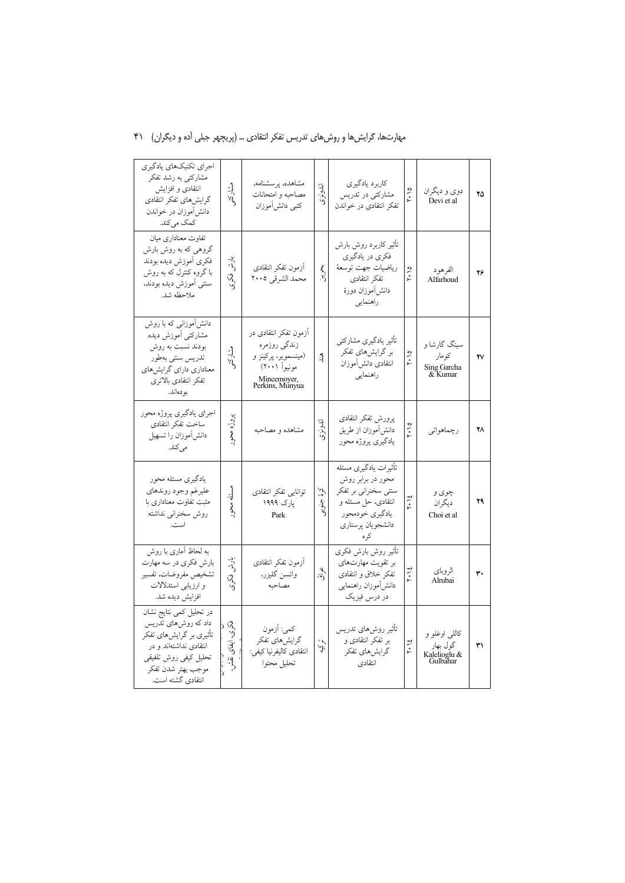| ۲۵ | دوی و دیگران Devi et al | ۲۰۱۵ | کاربرد یادگیری مشارکتی در تدریس تفکر انتقادی در خواندن | اندونزی | مشاهده، پرسشنامه، مصاحبه و امتحانات کتبی دانش‌آموزان | مشارکتی | اجرای تکنیک‌های یادگیری مشارکتی به رشد تفکر انتقادی و افزایش گرایش‌های تفکر انتقادی دانش‌آموزان در خواندن کمک می‌کند. |
|---|---|---|---|---|---|---|---|
| ۲۶ | الفرهود Alfarhoud | ۲۰۱۵ | تأثیر کاربرد روش بارش فکری در یادگیری ریاضیات جهت توسعهٔ تفکر انتقادی دانش‌آموزان دورهٔ راهنمایی | بحرین | آزمون تفکر انتقادی محمد الشرقی ۲۰۰۵ | بارش فکری | تفاوت معناداری میان گروهی که به روش بارش فکری آموزش دیده بودند با گروه کنترل که به روش سنتی آموزش دیده بودند، ملاحظه شد. |
| ۲۷ | سینگ گارشا و کومار Sing Garcha & Kumar | ۲۰۱۵ | تأثیر یادگیری مشارکتی بر گرایش‌های تفکر انتقادی دانش‌آموزان راهنمایی | هند | آزمون تفکر انتقادی در زندگی روزمره (مینسموییر، پرکینز و مونیوآ ۲۰۰۱) Mincemoyer, Perkins, Munyua | مشارکتی | دانش‌آموزانی که با روش مشارکتی آموزش دیده بودند نسبت به روش تدریس سنتی به‌طور معناداری دارای گرایش‌های تفکر انتقادی بالاتری بوده‌اند. |
| ۲۸ | رچماهواتی | ۲۰۱۵ | پرورش تفکر انتقادی دانش‌آموزان از طریق یادگیری پروژه محور | اندونزی | مشاهده و مصاحبه | پروژه محور | اجرای یادگیری پروژه محور ساخت تفکر انتقادی دانش‌آموزان را تسهیل می‌کند. |
| ۲۹ | چوی و دیگران Choi et al | ۲۰۱۴ | تأثیرات یادگیری مسئله محور در برابر روش سنتی سخنرانی بر تفکر انتقادی، حل مسئله و یادگیری خودمحور دانشجویان پرستاری کره | کرهٔ جنوبی | توانایی تفکر انتقادی پارک ۱۹۹۹ Park | مسئله محور | یادگیری مسئله محور علیرغم وجود روندهای مثبت تفاوت معناداری با روش سخنرانی نداشته است. |
| ۳۰ | الروبای Alrubai | ۲۰۱۴ | تأثیر روش بارش فکری بر تقویت مهارت‌های تفکر خلاق و انتقادی دانش‌آموزان راهنمایی در درس فیزیک | عراق | آزمون تفکر انتقادی واتسن گلیزر، مصاحبه | بارش فکری | به لحاظ آماری با روش بارش فکری در سه مهارت تشخیص مفروضات، تفسیر و ارزیابی استدلالات افزایش دیده شد. |
| ۳۱ | کاللی اوغلو و گول بهار Kalelioglu & Gulbahar | ۲۰۱۴ | تأثیر روش‌های تدریس بر تفکر انتقادی و گرایش‌های تفکر انتقادی | ترکیه | کمی: آزمون گرایش‌های تفکر انتقادی کالیفرنیا کیفی: تحلیل محتوا | بارش فکری، ایفای نقش، ... | در تحلیل کمی نتایج نشان داد که روش‌های تدریس تأثیری بر گرایش‌های تفکر انتقادی نداشته‌اند و در تحلیل کیفی روش تلفیقی موجب بهتر شدن تفکر انتقادی گشته است. |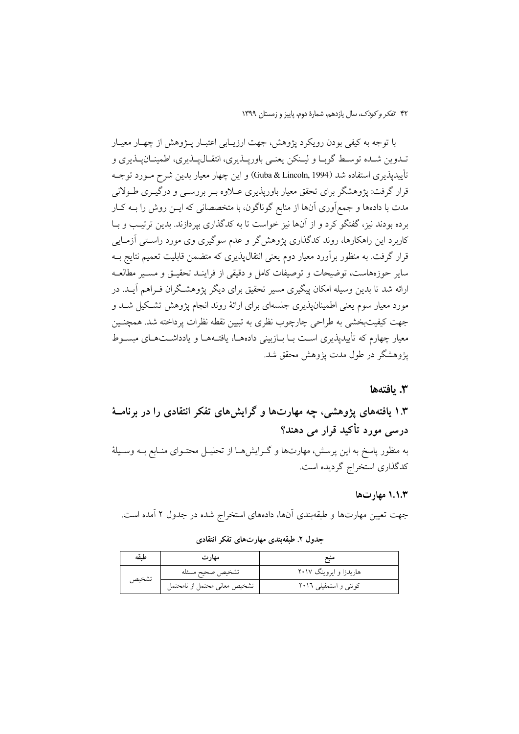با توجه به کیفی بودن رویکرد پژوهش، جهت ارزیـابی اعتبـار پـژوهش از چهـار معیـار تـدوین شـده توسـط گوبـا و لیـنکن یعنـی باورپـذیری، انتقـال‌پـذیری، اطمینـان‌پـذیری و تأییدپذیری استفاده شد (Guba & Lincoln, 1994) و این چهار معیار بدین شرح مـورد توجـه قرار گرفت: پژوهشگر برای تحقق معیار باورپذیری عـلاوه بـر بررسـی و درگیـری طـولانی مدت با داده‌ها و جمع‌آوری آن‌ها از منابع گوناگون، با متخصصانی که ایـن روش را بـه کـار برده بودند نیز، گفتگو کرد و از آن‌ها نیز خواست تا به کدگذاری بپردازند. بدین ترتیـب و بـا کاربرد این راهکارها، روند کدگذاری پژوهش‌گر و عدم سوگیری وی مورد راسـتی آزمـایی قرار گرفت. به منظور برآورد معیار دوم یعنی انتقال‌پذیری که متضمن قابلیت تعمیم نتایج بـه سایر حوزه‌هاست، توضیحات و توصیفات کامل و دقیقی از فراینـد تحقیـق و مسـیر مطالعـه ارائه شد تا بدین وسیله امکان پیگیری مسیر تحقیق برای دیگر پژوهشـگران فـراهم آیـد. در مورد معیار سوم یعنی اطمینان‌پذیری جلسه‌ای برای ارائهٔ روند انجام پژوهش تشـکیل شـد و جهت کیفیت‌بخشی به طراحی چارچوب نظری به تبیین نقطه نظرات پرداخته شد. همچنـین معیار چهارم که تأییدپذیری اسـت بـا بـازبینی داده‌هـا، یافتـه‌هـا و یادداشـت‌هـای مبسـوط پژوهشگر در طول مدت پژوهش محقق شد.

## ۳. یافته‌ها

### ۱.۳ یافته‌های پژوهشی، چه مهارت‌ها و گرایش‌های تفکر انتقادی را در برنامـهٔ درسی مورد تأکید قرار می دهند؟

به منظور پاسخ به این پرسش، مهارت‌ها و گـرایش‌هـا از تحلیـل محتـوای منـابع بـه وسـیلهٔ کدگذاری استخراج گردیده است.

#### ۱.۱.۳ مهارت‌ها

جهت تعیین مهارت‌ها و طبقه‌بندی آن‌ها، داده‌های استخراج شده در جدول ۲ آمده است.

**جدول ۲. طبقه‌بندی مهارت‌های تفکر انتقادی**

| طبقه | مهارت | منبع |
| --- | --- | --- |
| تشخیص | تشخیص صحیح مسئله | هاریدزا و ایروینگ ۲۰۱۷ |
| | تشخیص معانی محتمل از نامحتمل | کوتنی و استمفیلی ۲۰۱۶ |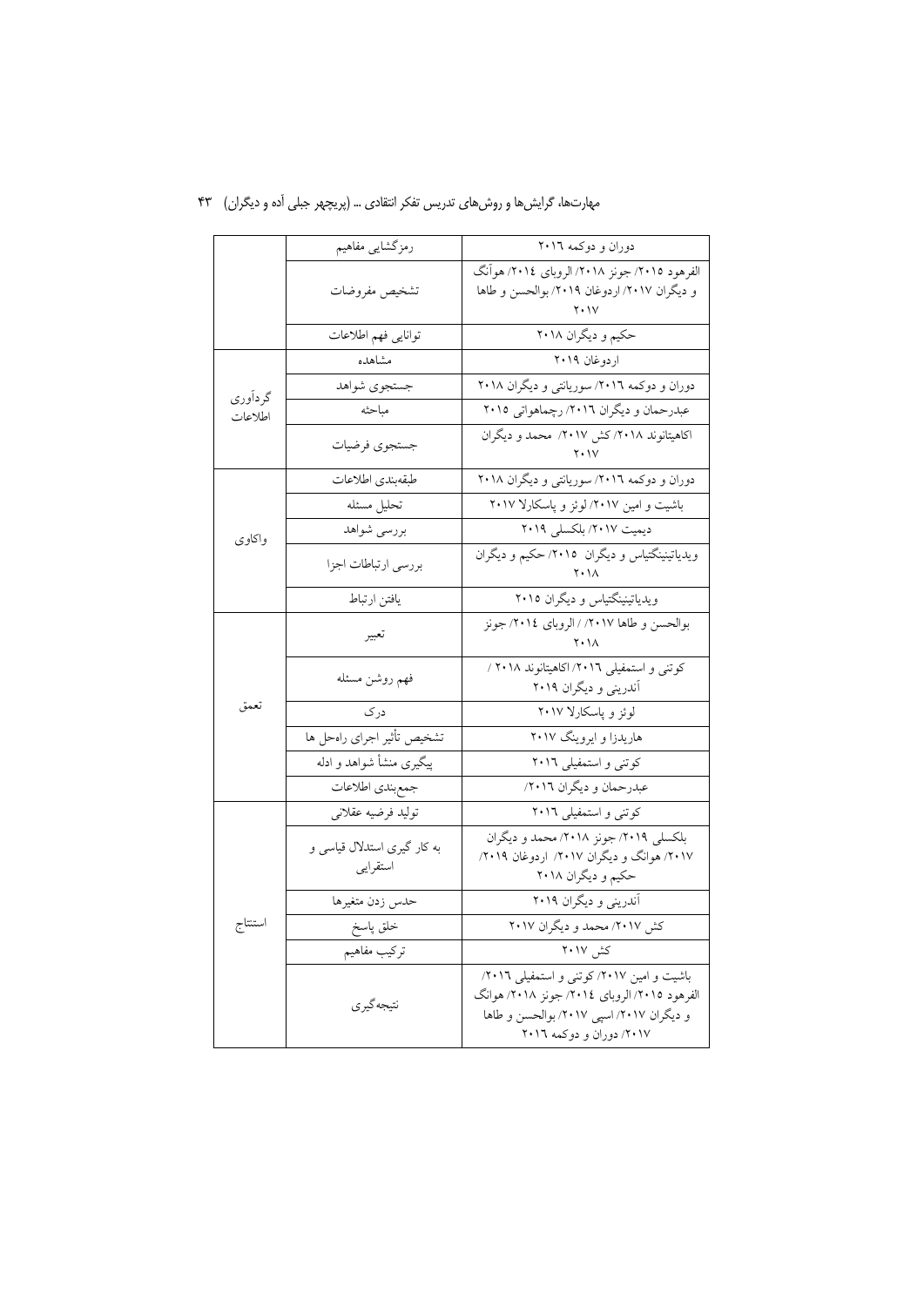| | | |
|---|---|---|
| | رمزگشایی مفاهیم | دوران و دوکمه ۲۰۱٦ |
| | تشخیص مفروضات | الفرهود ۲۰۱۵/ جونز ۲۰۱۸/ الروبای ۲۰۱٤/ هوآنگ و دیگران ۲۰۱۷/ اردوغان ۲۰۱۹/ بوالحسن و طاها ۲۰۱۷ |
| | توانایی فهم اطلاعات | حکیم و دیگران ۲۰۱۸ |
| گردآوری اطلاعات | مشاهده | اردوغان ۲۰۱۹ |
| | جستجوی شواهد | دوران و دوکمه ۲۰۱٦/ سوریانتی و دیگران ۲۰۱۸ |
| | مباحثه | عبدرحمان و دیگران ۲۰۱٦/ رچماهواتی ۲۰۱۵ |
| | جستجوی فرضیات | اکاهیتانوند ۲۰۱۸/ کش ۲۰۱۷/ محمد و دیگران ۲۰۱۷ |
| واکاوی | طبقه‌بندی اطلاعات | دوران و دوکمه ۲۰۱٦/ سوریانتی و دیگران ۲۰۱۸ |
| | تحلیل مسئله | باشیت و امین ۲۰۱۷/ لوئز و پاسکارلا ۲۰۱۷ |
| | بررسی شواهد | دیمیت ۲۰۱۷/ بلکسلی ۲۰۱۹ |
| | بررسی ارتباطات اجزا | ویدیاتیتینگتیاس و دیگران ۲۰۱۵/ حکیم و دیگران ۲۰۱۸ |
| | یافتن ارتباط | ویدیاتیتینگتیاس و دیگران ۲۰۱۵ |
| تعمق | تعبیر | بوالحسن و طاها ۲۰۱۷/ / الروبای ۲۰۱٤/ جونز ۲۰۱۸ |
| | فهم روشن مسئله | کوتنی و استمفیلی ۲۰۱٦/ اکاهیتانوند ۲۰۱۸ / آندرینی و دیگران ۲۰۱۹ |
| | درک | لوئز و پاسکارلا ۲۰۱۷ |
| | تشخیص تأثیر اجرای راه‌حل ها | هاریدزا و ایروینگ ۲۰۱۷ |
| | پیگیری منشأ شواهد و ادله | کوتنی و استمفیلی ۲۰۱٦ |
| | جمع‌بندی اطلاعات | عبدرحمان و دیگران ۲۰۱٦/ |
| استنتاج | تولید فرضیه عقلانی | کوتنی و استمفیلی ۲۰۱٦ |
| | به کار گیری استدلال قیاسی و استقرایی | بلکسلی ۲۰۱۹/ جونز ۲۰۱۸/ محمد و دیگران ۲۰۱۷/ هوانگ و دیگران ۲۰۱۷/ اردوغان ۲۰۱۹/ حکیم و دیگران ۲۰۱۸ |
| | حدس زدن متغیرها | آندرینی و دیگران ۲۰۱۹ |
| | خلق پاسخ | کش ۲۰۱۷/ محمد و دیگران ۲۰۱۷ |
| | ترکیب مفاهیم | کش ۲۰۱۷ |
| | نتیجه‌گیری | باشیت و امین ۲۰۱۷/ کوتنی و استمفیلی ۲۰۱٦/ الفرهود ۲۰۱۵/ الروبای ۲۰۱٤/ جونز ۲۰۱۸/ هوانگ و دیگران ۲۰۱۷/ اسپی ۲۰۱۷/ بوالحسن و طاها ۲۰۱۷/ دوران و دوکمه ۲۰۱٦ |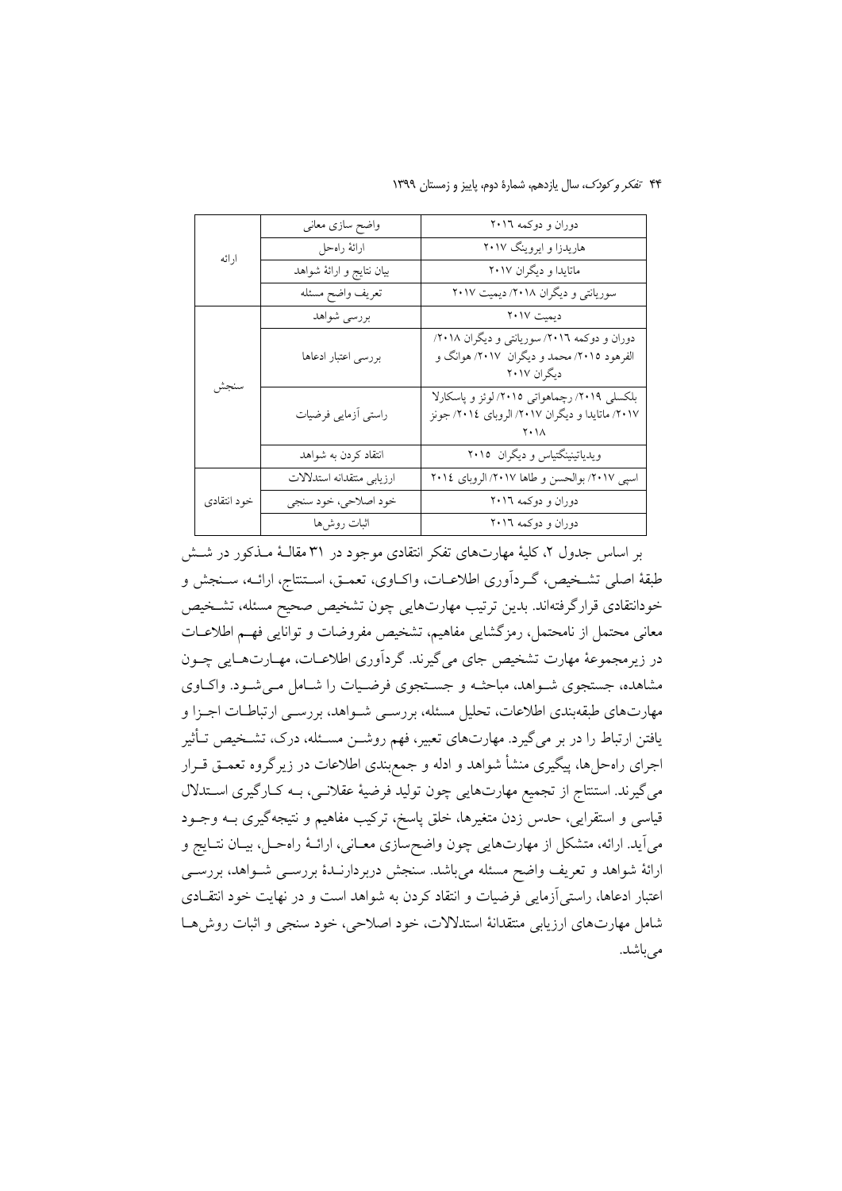| | | |
|---|---|---|
| ارائه | واضح سازی معانی | دوران و دوکمه ۲۰۱٦ |
| | ارائهٔ راه‌حل | هاریدزا و ایروینگ ۲۰۱۷ |
| | بیان نتایج و ارائهٔ شواهد | ماتایدا و دیگران ۲۰۱۷ |
| | تعریف واضح مسئله | سوریانتی و دیگران ۲۰۱۸/ دیمیت ۲۰۱۷ |
| سنجش | بررسی شواهد | دیمیت ۲۰۱۷ |
| | بررسی اعتبار ادعاها | دوران و دوکمه ۲۰۱٦/ سوریانتی و دیگران ۲۰۱۸/ الفرهود ۲۰۱۵/ محمد و دیگران ۲۰۱۷/ هوانگ و دیگران ۲۰۱۷ |
| | راستی آزمایی فرضیات | بلکسلی ۲۰۱۹/ رچماهوتی ۲۰۱۵/ لوئز و پاسکارلا ۲۰۱۷/ ماتایدا و دیگران ۲۰۱۷/ الروبای ۲۰۱٤/ جونز ۲۰۱۸ |
| | انتقاد کردن به شواهد | ویدیاتیننگتیاس و دیگران ۲۰۱۵ |
| خود انتقادی | ارزیابی منتقدانه استدلالات | اسپی ۲۰۱۷/ بوالحسن و طاها ۲۰۱۷/ الروبای ۲۰۱٤ |
| | خود اصلاحی، خود سنجی | دوران و دوکمه ۲۰۱٦ |
| | اثبات روش‌ها | دوران و دوکمه ۲۰۱٦ |

بر اساس جدول ۲، کلیهٔ مهارت‌های تفکر انتقادی موجود در ۳۱ مقالهٔ مذکور در شش طبقهٔ اصلی تشخیص، گردآوری اطلاعات، واکاوی، تعمق، استنتاج، ارائه، سنجش و خودانتقادی قرارگرفته‌اند. بدین ترتیب مهارت‌هایی چون تشخیص صحیح مسئله، تشخیص معانی محتمل از نامحتمل، رمزگشایی مفاهیم، تشخیص مفروضات و توانایی فهم اطلاعات در زیرمجموعهٔ مهارت تشخیص جای می‌گیرند. گردآوری اطلاعات، مهارت‌هایی چون مشاهده، جستجوی شواهد، مباحثه و جستجوی فرضیات را شامل می‌شود. واکاوی مهارت‌های طبقه‌بندی اطلاعات، تحلیل مسئله، بررسی شواهد، بررسی ارتباطات اجزا و یافتن ارتباط را در بر می‌گیرد. مهارت‌های تعبیر، فهم روشن مسئله، درک، تشخیص تأثیر اجرای راه‌حل‌ها، پیگیری منشأ شواهد و ادله و جمع‌بندی اطلاعات در زیرگروه تعمق قرار می‌گیرند. استنتاج از تجمیع مهارت‌هایی چون تولید فرضیهٔ عقلانی، به کارگیری استدلال قیاسی و استقرایی، حدس زدن متغیرها، خلق پاسخ، ترکیب مفاهیم و نتیجه‌گیری به وجود می‌آید. ارائه، متشکل از مهارت‌هایی چون واضح‌سازی معانی، ارائهٔ راه‌حل، بیان نتایج و ارائهٔ شواهد و تعریف واضح مسئله می‌باشد. سنجش دربردارندهٔ بررسی شواهد، بررسی اعتبار ادعاها، راستی‌آزمایی فرضیات و انتقاد کردن به شواهد است و در نهایت خود انتقادی شامل مهارت‌های ارزیابی منتقدانهٔ استدلالات، خود اصلاحی، خود سنجی و اثبات روش‌ها می‌باشد.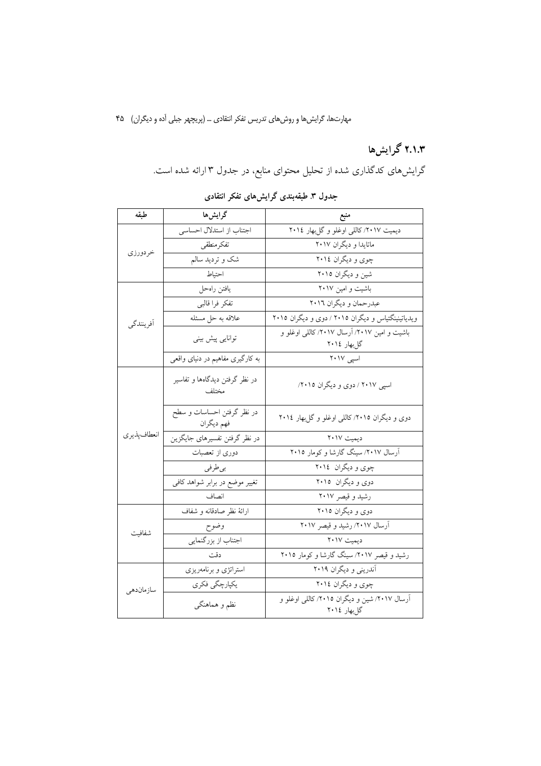### ۲.۱.۳ گرایش‌ها

گرایش‌های کدگذاری شده از تحلیل محتوای منابع، در جدول ۳ ارائه شده است.

**جدول ۳. طبقه‌بندی گرایش‌های تفکر انتقادی**

| طبقه | گرایش‌ها | منبع |
| --- | --- | --- |
| خردورزی | اجتناب از استدلال احساسی | دیمیت ۲۰۱۷/ کاللی اوغلو و گل‌بهار ۲۰۱٤ |
| | تفکرمنطقی | ماتایدا و دیگران ۲۰۱۷ |
| | شک و تردید سالم | چوی و دیگران ۲۰۱٤ |
| | احتیاط | شین و دیگران ۲۰۱۵ |
| آفرینندگی | یافتن راه‌حل | باشیت و امین ۲۰۱۷ |
| | تفکر فرا قالبی | عبدرحمان و دیگران ۲۰۱٦ |
| | علاقه به حل مسئله | ویدیاتینینگتیاس و دیگران ۲۰۱۵ / دوی و دیگران ۲۰۱۵ |
| | توانایی پیش بینی | باشیت و امین ۲۰۱۷/ آرسال ۲۰۱۷/ کاللی اوغلو و گل‌بهار ۲۰۱٤ |
| | به کارگیری مفاهیم در دنیای واقعی | اسپی ۲۰۱۷ |
| انعطاف‌پذیری | در نظر گرفتن دیدگاه‌ها و تفاسیر مختلف | اسپی ۲۰۱۷ / دوی و دیگران ۲۰۱۵/ |
| | در نظر گرفتن احساسات و سطح فهم دیگران | دوی و دیگران ۲۰۱۵/ کاللی اوغلو و گل‌بهار ۲۰۱٤ |
| | در نظر گرفتن تفسیرهای جایگزین | دیمیت ۲۰۱۷ |
| | دوری از تعصبات | آرسال ۲۰۱۷/ سینگ گارشا و کومار ۲۰۱۵ |
| | بی‌طرفی | چوی و دیگران ۲۰۱٤ |
| | تغییر موضع در برابر شواهد کافی | دوی و دیگران ۲۰۱۵ |
| | انصاف | رشید و قیصر ۲۰۱۷ |
| شفافیت | ارائهٔ نظر صادقانه و شفاف | دوی و دیگران ۲۰۱۵ |
| | وضوح | آرسال ۲۰۱۷/ رشید و قیصر ۲۰۱۷ |
| | اجتناب از بزرگنمایی | دیمیت ۲۰۱۷ |
| | دقت | رشید و قیصر ۲۰۱۷/ سینگ گارشا و کومار ۲۰۱۵ |
| سازماندهی | استراتژی و برنامه‌ریزی | آندرینی و دیگران ۲۰۱۹ |
| | یکپارچگی فکری | چوی و دیگران ۲۰۱٤ |
| | نظم و هماهنگی | آرسال ۲۰۱۷/ شین و دیگران ۲۰۱۵/ کاللی اوغلو و گل‌بهار ۲۰۱٤ |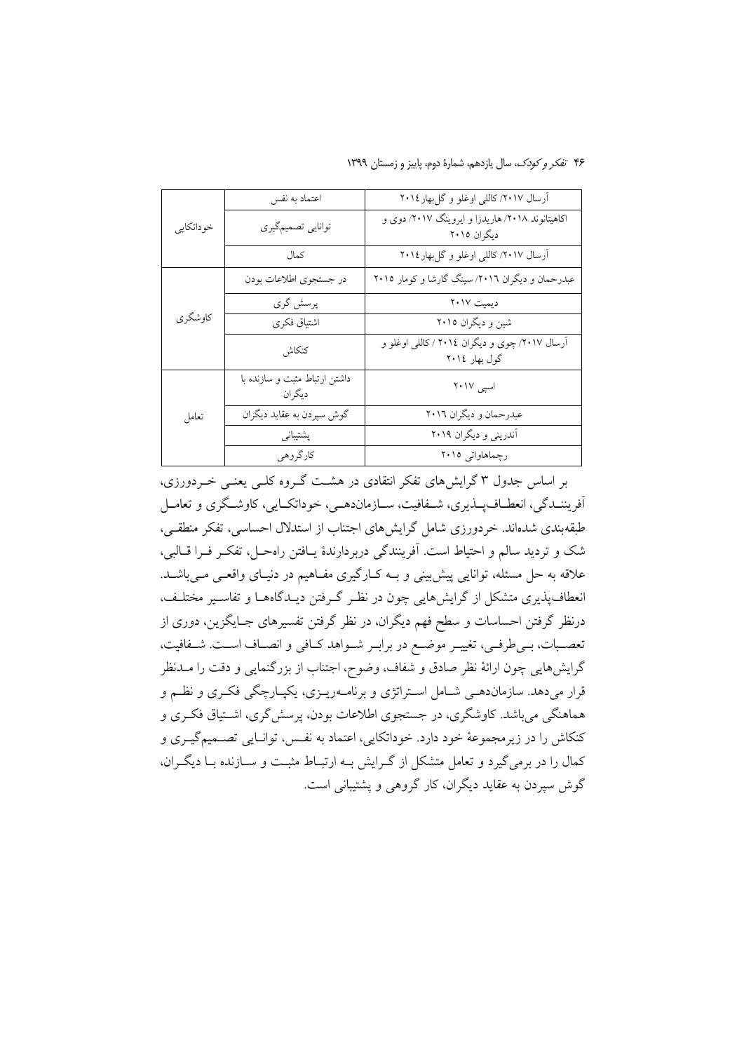| خودانگیختگی | | |
|---|---|---|
| خوداتکایی | اعتماد به نفس | آرسال ۲۰۱۷/ کاللی اوغلو و گل‌بهار ۲۰۱٤ |
| | توانایی تصمیم‌گیری | اکاهیتانوند ۲۰۱۸/ هاریدزا و ایروینگ ۲۰۱۷/ دوی و دیگران ۲۰۱۵ |
| | کمال | آرسال ۲۰۱۷/ کاللی اوغلو و گل‌بهار ۲۰۱٤ |
| کاوشگری | در جستجوی اطلاعات بودن | عبدرحمان و دیگران ۲۰۱٦/ سینگ گارشا و کومار ۲۰۱۵ |
| | پرسش گری | دیمیت ۲۰۱۷ |
| | اشتیاق فکری | شین و دیگران ۲۰۱۵ |
| | کنکاش | آرسال ۲۰۱۷/ چوی و دیگران ۲۰۱٤ / کاللی اوغلو و گول بهار ۲۰۱٤ |
| تعامل | داشتن ارتباط مثبت و سازنده با دیگران | اسپی ۲۰۱۷ |
| | گوش سپردن به عقاید دیگران | عبدرحمان و دیگران ۲۰۱٦ |
| | پشتیبانی | آندرینی و دیگران ۲۰۱۹ |
| | کارگروهی | رچماهاواتی ۲۰۱۵ |

بر اساس جدول ۳ گرایش‌های تفکر انتقادی در هشت گروه کلی یعنی خردورزی، آفرینندگی، انعطاف‌پذیری، شفافیت، سازمان‌دهی، خوداتکایی، کاوشگری و تعامل طبقه‌بندی شده‌اند. خردورزی شامل گرایش‌های اجتناب از استدلال احساسی، تفکر منطقی، شک و تردید سالم و احتیاط است. آفرینندگی دربردارندهٔ یافتن راه‌حل، تفکر فرا قالبی، علاقه به حل مسئله، توانایی پیش‌بینی و به کارگیری مفاهیم در دنیای واقعی می‌باشد. انعطاف‌پذیری متشکل از گرایش‌هایی چون در نظر گرفتن دیدگاه‌ها و تفاسیر مختلف، درنظر گرفتن احساسات و سطح فهم دیگران، در نظر گرفتن تفسیرهای جایگزین، دوری از تعصبات، بی‌طرفی، تغییر موضع در برابر شواهد کافی و انصاف است. شفافیت، گرایش‌هایی چون ارائهٔ نظر صادق و شفاف، وضوح، اجتناب از بزرگنمایی و دقت را مدنظر قرار می‌دهد. سازمان‌دهی شامل استراتژی و برنامه‌ریزی، یکپارچگی فکری و نظم و هماهنگی می‌باشد. کاوشگری، در جستجوی اطلاعات بودن، پرسش‌گری، اشتیاق فکری و کنکاش را در زیرمجموعهٔ خود دارد. خوداتکایی، اعتماد به نفس، توانایی تصمیم‌گیری و کمال را در برمی‌گیرد و تعامل متشکل از گرایش به ارتباط مثبت و سازنده با دیگران، گوش سپردن به عقاید دیگران، کار گروهی و پشتیبانی است.

| | | |
|---|---|---|
| خوداتکایی | اعتماد به نفس | آرسال ۲۰۱۷/ کاللی اوغلو و گل‌بهار ۲۰۱٤ |
| | توانایی تصمیم‌گیری | اکاهیتانوند ۲۰۱۸/ هاریدزا و ایروینگ ۲۰۱۷/ دوی و دیگران ۲۰۱۵ |
| | کمال | آرسال ۲۰۱۷/ کاللی اوغلو و گل‌بهار ۲۰۱٤ |
| کاوشگری | در جستجوی اطلاعات بودن | عبدرحمان و دیگران ۲۰۱٦/ سینگ گارشا و کومار ۲۰۱۵ |
| | پرسش گری | دیمیت ۲۰۱۷ |
| | اشتیاق فکری | شین و دیگران ۲۰۱۵ |
| | کنکاش | آرسال ۲۰۱۷/ چوی و دیگران ۲۰۱٤ / کاللی اوغلو و گول بهار ۲۰۱٤ |
| تعامل | داشتن ارتباط مثبت و سازنده با دیگران | اسپی ۲۰۱۷ |
| | گوش سپردن به عقاید دیگران | عبدرحمان و دیگران ۲۰۱٦ |
| | پشتیبانی | آندرینی و دیگران ۲۰۱۹ |
| | کارگروهی | رچماهاواتی ۲۰۱۵ |

بر اساس جدول ۳ گرایش‌های تفکر انتقادی در هشت گروه کلی یعنی خردورزی، آفرینندگی، انعطاف‌پذیری، شفافیت، سازمان‌دهی، خوداتکایی، کاوشگری و تعامل طبقه‌بندی شده‌اند. خردورزی شامل گرایش‌های اجتناب از استدلال احساسی، تفکر منطقی، شک و تردید سالم و احتیاط است. آفرینندگی دربردارندهٔ یافتن راه‌حل، تفکر فرا قالبی، علاقه به حل مسئله، توانایی پیش‌بینی و به کارگیری مفاهیم در دنیای واقعی می‌باشد. انعطاف‌پذیری متشکل از گرایش‌هایی چون در نظر گرفتن دیدگاه‌ها و تفاسیر مختلف، درنظر گرفتن احساسات و سطح فهم دیگران، در نظر گرفتن تفسیرهای جایگزین، دوری از تعصبات، بی‌طرفی، تغییر موضع در برابر شواهد کافی و انصاف است. شفافیت، گرایش‌هایی چون ارائهٔ نظر صادق و شفاف، وضوح، اجتناب از بزرگنمایی و دقت را مدنظر قرار می‌دهد. سازمان‌دهی شامل استراتژی و برنامه‌ریزی، یکپارچگی فکری و نظم و هماهنگی می‌باشد. کاوشگری، در جستجوی اطلاعات بودن، پرسش‌گری، اشتیاق فکری و کنکاش را در زیرمجموعهٔ خود دارد. خوداتکایی، اعتماد به نفس، توانایی تصمیم‌گیری و کمال را در برمی‌گیرد و تعامل متشکل از گرایش به ارتباط مثبت و سازنده با دیگران، گوش سپردن به عقاید دیگران، کار گروهی و پشتیبانی است.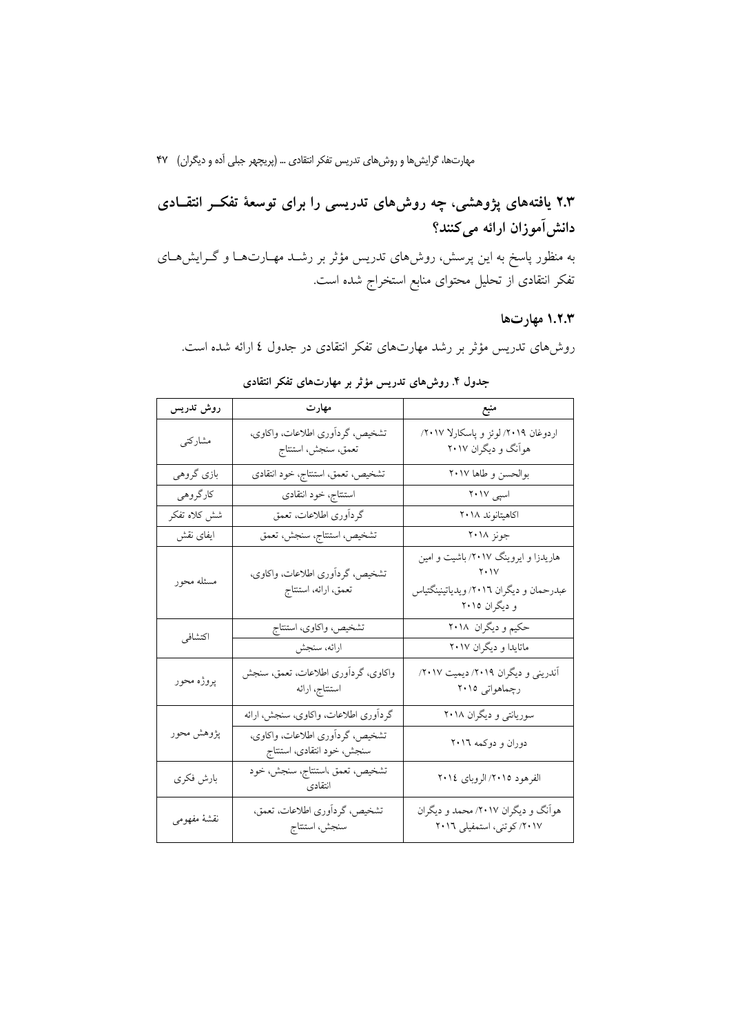## ۲.۳ یافته‌های پژوهشی، چه روش‌های تدریسی را برای توسعهٔ تفکر انتقادی دانش‌آموزان ارائه می‌کنند؟

به منظور پاسخ به این پرسش، روش‌های تدریس مؤثر بر رشد مهارت‌ها و گرایش‌های تفکر انتقادی از تحلیل محتوای منابع استخراج شده است.

### ۱.۲.۳ مهارت‌ها

روش‌های تدریس مؤثر بر رشد مهارت‌های تفکر انتقادی در جدول ٤ ارائه شده است.

**جدول ۴. روش‌های تدریس مؤثر بر مهارت‌های تفکر انتقادی**

| روش تدریس | مهارت | منبع |
|---|---|---|
| مشارکتی | تشخیص، گردآوری اطلاعات، واکاوی، تعمق، سنجش، استنتاج | اردوغان ۲۰۱۹/ لوئز و پاسکارلا ۲۰۱۷/ هوآنگ و دیگران ۲۰۱۷ |
| بازی گروهی | تشخیص، تعمق، استنتاج، خود انتقادی | بوالحسن و طاها ۲۰۱۷ |
| کارگروهی | استنتاج، خود انتقادی | اسپی ۲۰۱۷ |
| شش کلاه تفکر | گردآوری اطلاعات، تعمق | اکاهیتانوند ۲۰۱۸ |
| ایفای نقش | تشخیص، استنتاج، سنجش، تعمق | جونز ۲۰۱۸ |
| مسئله محور | تشخیص، گردآوری اطلاعات، واکاوی، تعمق، ارائه، استنتاج | هاریدزا و ایروینگ ۲۰۱۷/ باشیت و امین ۲۰۱۷ عبدرحمان و دیگران ۲۰۱٦/ ویدیاتیننگتیاس و دیگران ۲۰۱۵ |
| اکتشافی | تشخیص، واکاوی، استنتاج | حکیم و دیگران ۲۰۱۸ |
| | ارائه، سنجش | ماتایدا و دیگران ۲۰۱۷ |
| پروژه محور | واکاوی، گردآوری اطلاعات، تعمق، سنجش استنتاج، ارائه | آندرینی و دیگران ۲۰۱۹/ دیمیت ۲۰۱۷/ رچماهواتی ۲۰۱۵ |
| پژوهش محور | گردآوری اطلاعات، واکاوی، سنجش، ارائه | سوریانتی و دیگران ۲۰۱۸ |
| | تشخیص، گردآوری اطلاعات، واکاوی، سنجش، خود انتقادی، استنتاج | دوران و دوکمه ۲۰۱٦ |
| بارش فکری | تشخیص، تعمق ،استنتاج، سنجش، خود انتقادی | الفرهود ۲۰۱۵/ الروبای ۲۰۱٤ |
| نقشهٔ مفهومی | تشخیص، گردآوری اطلاعات، تعمق، سنجش، استنتاج | هوآنگ و دیگران ۲۰۱۷/ محمد و دیگران ۲۰۱۷/ کوتنی، استمفیلی ۲۰۱٦ |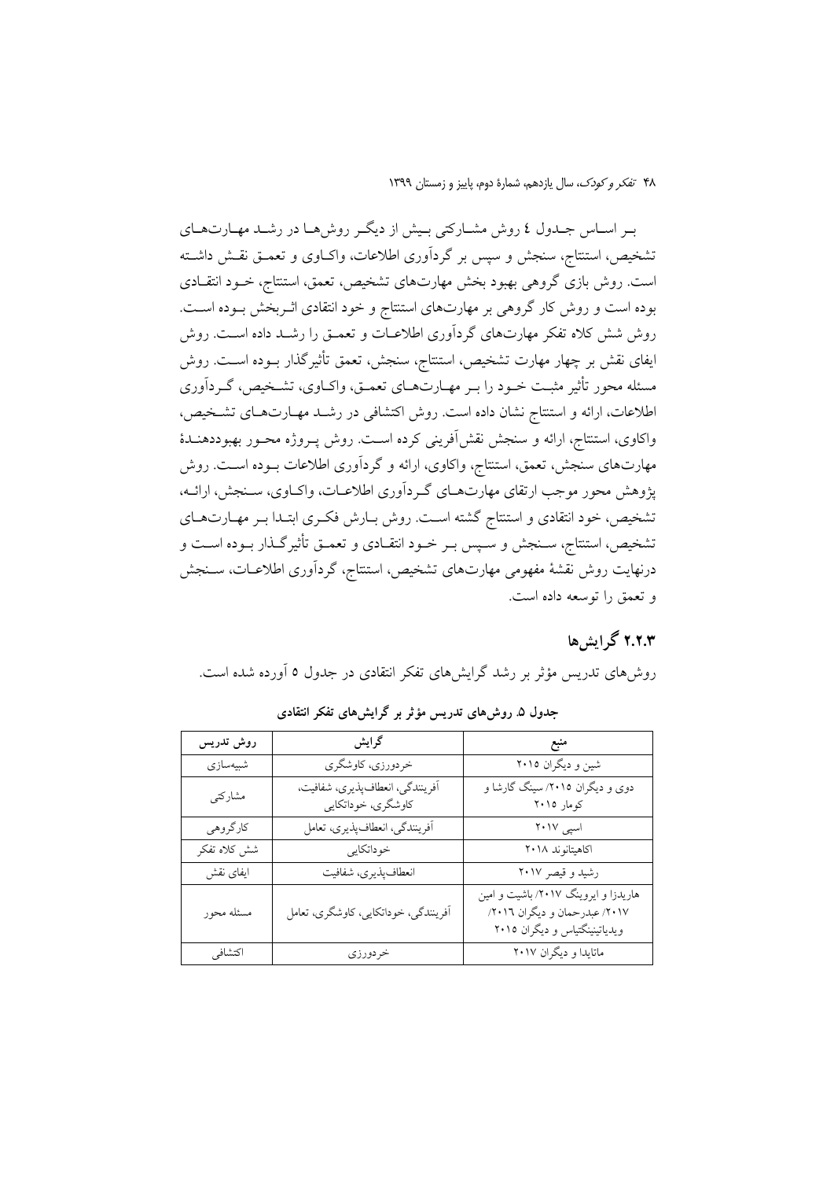بـر اسـاس جـدول ٤ روش مشـارکتی بـیش از دیگـر روش‌هـا در رشـد مهـارت‌هـای تشخیص، استنتاج، سنجش و سپس بر گردآوری اطلاعات، واکـاوی و تعمـق نقـش داشـته است. روش بازی گروهی بهبود بخش مهارت‌های تشخیص، تعمق، استنتاج، خـود انتقـادی بوده است و روش کار گروهی بر مهارت‌های استنتاج و خود انتقادی اثـربخش بـوده اسـت. روش شش کلاه تفکر مهارت‌های گردآوری اطلاعـات و تعمـق را رشـد داده اسـت. روش ایفای نقش بر چهار مهارت تشخیص، استنتاج، سنجش، تعمق تأثیرگذار بـوده اسـت. روش مسئله محور تأثیر مثبـت خـود را بـر مهـارت‌هـای تعمـق، واکـاوی، تشـخیص، گـردآوری اطلاعات، ارائه و استنتاج نشان داده است. روش اکتشافی در رشـد مهـارت‌هـای تشـخیص، واکاوی، استنتاج، ارائه و سنجش نقش‌آفرینی کرده اسـت. روش پـروژه محـور بهبوددهنـدۀ مهارت‌های سنجش، تعمق، استنتاج، واکاوی، ارائه و گردآوری اطلاعات بـوده اسـت. روش پژوهش محور موجب ارتقای مهارت‌هـای گـردآوری اطلاعـات، واکـاوی، سـنجش، ارائـه، تشخیص، خود انتقادی و استنتاج گشته اسـت. روش بـارش فکـری ابتـدا بـر مهـارت‌هـای تشخیص، استنتاج، سـنجش و سـپس بـر خـود انتقـادی و تعمـق تأثیرگـذار بـوده اسـت و درنهایت روش نقشۀ مفهومی مهارت‌های تشخیص، استنتاج، گردآوری اطلاعـات، سـنجش و تعمق را توسعه داده است.

### ۲.۲.۳ گرایش‌ها

روش‌های تدریس مؤثر بر رشد گرایش‌های تفکر انتقادی در جدول ۵ آورده شده است.

**جدول ۵. روش‌های تدریس مؤثر بر گرایش‌های تفکر انتقادی**

| روش تدریس | گرایش | منبع |
|---|---|---|
| شبیه‌سازی | خردورزی، کاوشگری | شین و دیگران ۲۰۱۵ |
| مشارکتی | آفرینندگی، انعطاف‌پذیری، شفافیت، کاوشگری، خوداتکایی | دوی و دیگران ۲۰۱۵/ سینگ گارشا و کومار ۲۰۱۵ |
| کارگروهی | آفرینندگی، انعطاف‌پذیری، تعامل | اسپی ۲۰۱۷ |
| شش کلاه تفکر | خوداتکایی | اکاهیتانوند ۲۰۱۸ |
| ایفای نقش | انعطاف‌پذیری، شفافیت | رشید و قیصر ۲۰۱۷ |
| مسئله محور | آفرینندگی، خوداتکایی، کاوشگری، تعامل | هاریدزا و ایروینگ ۲۰۱۷/ باشیت و امین ۲۰۱۷/ عبدرحمان و دیگران ۲۰۱۶/ ویدیاتینینگتیاس و دیگران ۲۰۱۵ |
| اکتشافی | خردورزی | ماتایدا و دیگران ۲۰۱۷ |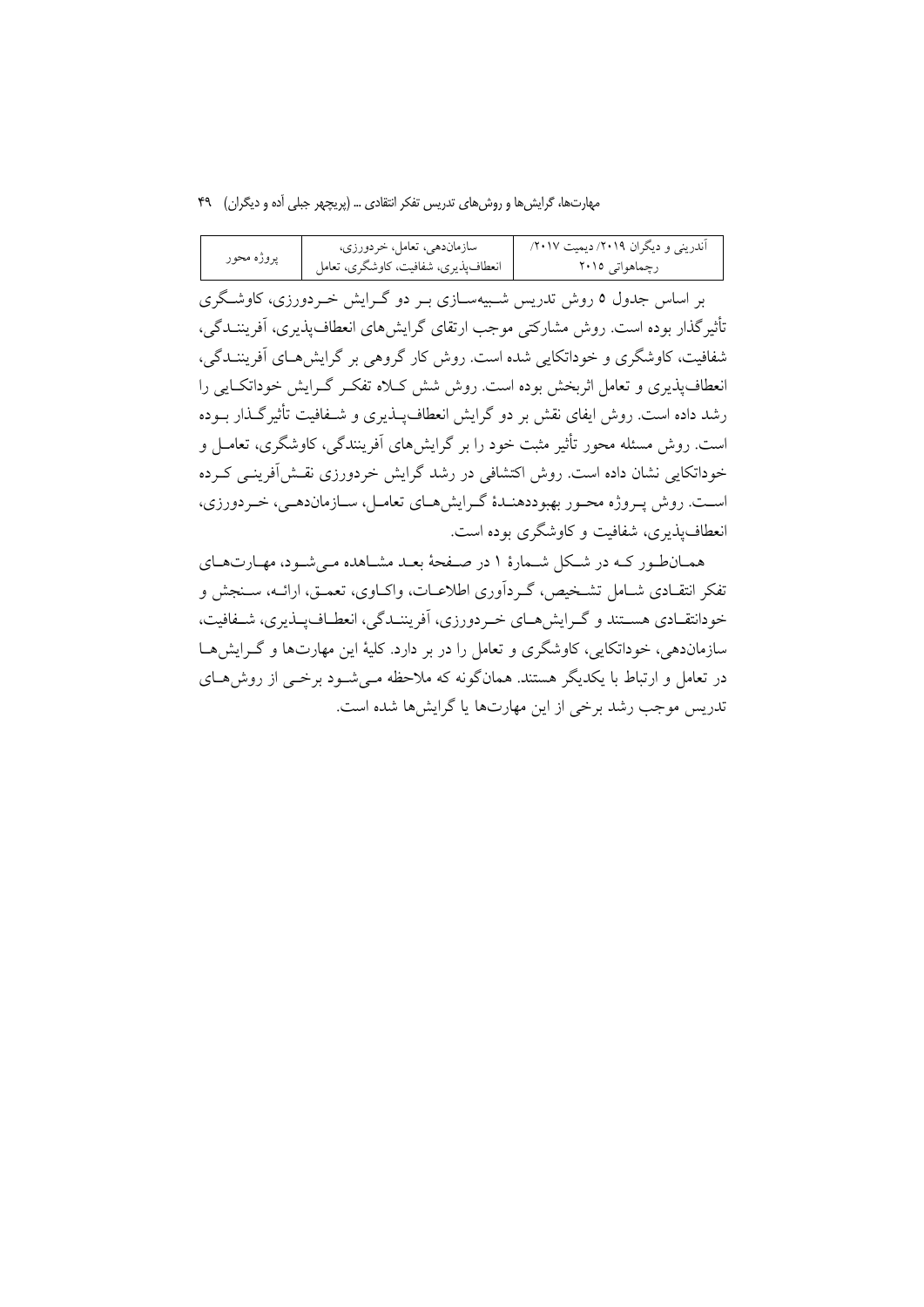| آندرینی و دیگران ۲۰۱۹/ دیمیت ۲۰۱۷/ رچماهواتی ۲۰۱۵ | سازمان‌دهی، تعامل، خردورزی، انعطاف‌پذیری، شفافیت، کاوشگری، تعامل | پروژه محور |
|---|---|---|

بر اساس جدول ۵ روش تدریس شبیه‌سازی بر دو گرایش خردورزی، کاوشگری تأثیرگذار بوده است. روش مشارکتی موجب ارتقای گرایش‌های انعطاف‌پذیری، آفرینندگی، شفافیت، کاوشگری و خوداتکایی شده است. روش کار گروهی بر گرایش‌های آفرینندگی، انعطاف‌پذیری و تعامل اثربخش بوده است. روش شش کلاه تفکر گرایش خوداتکایی را رشد داده است. روش ایفای نقش بر دو گرایش انعطاف‌پذیری و شفافیت تأثیرگذار بوده است. روش مسئله محور تأثیر مثبت خود را بر گرایش‌های آفرینندگی، کاوشگری، تعامل و خوداتکایی نشان داده است. روش اکتشافی در رشد گرایش خردورزی نقش‌آفرینی کرده است. روش پروژه محور بهبوددهندهٔ گرایش‌های تعامل، سازمان‌دهی، خردورزی، انعطاف‌پذیری، شفافیت و کاوشگری بوده است.

همان‌طور که در شکل شمارهٔ ۱ در صفحهٔ بعد مشاهده می‌شود، مهارت‌های تفکر انتقادی شامل تشخیص، گردآوری اطلاعات، واکاوی، تعمق، ارائه، سنجش و خودانتقادی هستند و گرایش‌های خردورزی، آفرینندگی، انعطاف‌پذیری، شفافیت، سازمان‌دهی، خوداتکایی، کاوشگری و تعامل را در بر دارد. کلیهٔ این مهارت‌ها و گرایش‌ها در تعامل و ارتباط با یکدیگر هستند. همان‌گونه که ملاحظه می‌شود برخی از روش‌های تدریس موجب رشد برخی از این مهارت‌ها یا گرایش‌ها شده است.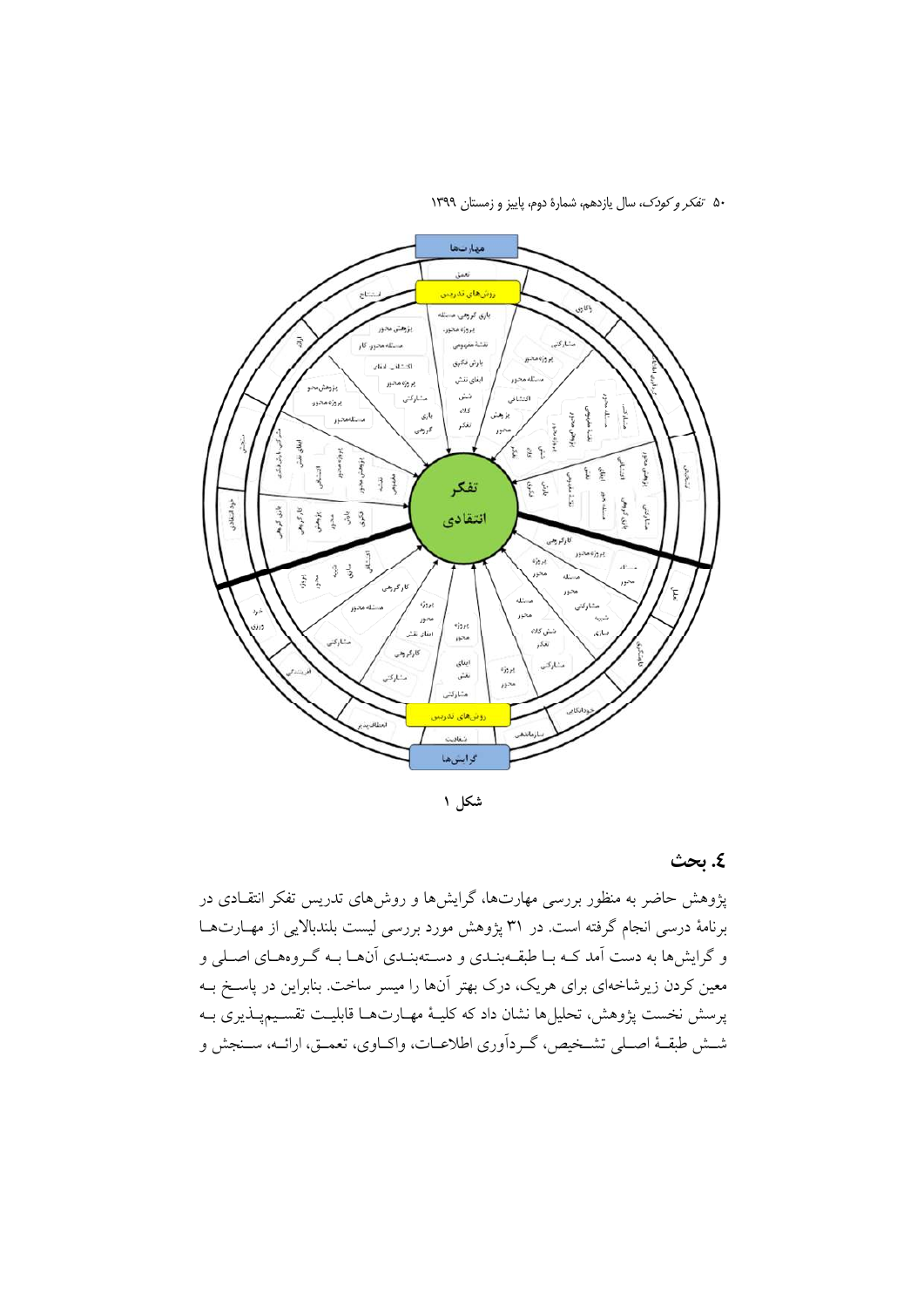شکل ۱

## ٤. بحث

پژوهش حاضر به منظور بررسی مهارت‌ها، گرایش‌ها و روش‌های تدریس تفکر انتقادی در برنامهٔ درسی انجام گرفته است. در ۳۱ پژوهش مورد بررسی لیست بلندبالایی از مهارت‌ها و گرایش‌ها به دست آمد که با طبقه‌بندی و دسته‌بندی آن‌ها به گروه‌های اصلی و معین کردن زیرشاخه‌ای برای هریک، درک بهتر آن‌ها را میسر ساخت. بنابراین در پاسخ به پرسش نخست پژوهش، تحلیل‌ها نشان داد که کلیهٔ مهارت‌ها قابلیت تقسیم‌پذیری به شش طبقهٔ اصلی تشخیص، گردآوری اطلاعات، واکاوی، تعمق، ارائه، سنجش و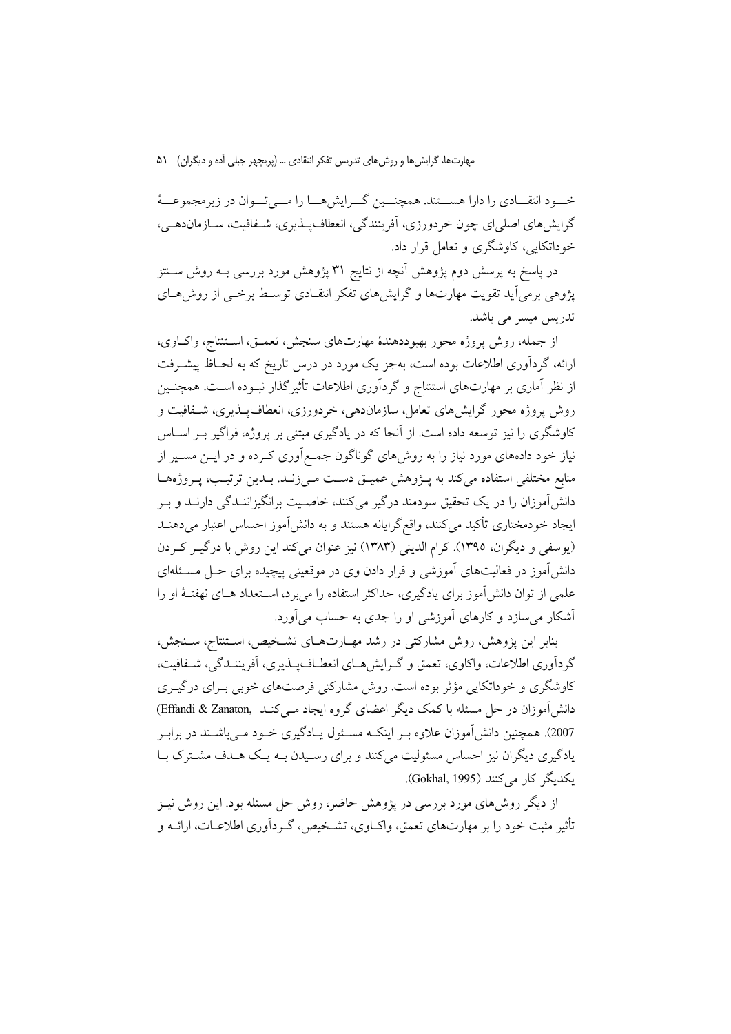خــود انتقــادی را دارا هســتند. همچنــین گــرایش‌هــا را مــی‌تــوان در زیرمجموعــهٔ گرایش‌های اصلی‌ای چون خردورزی، آفرینندگی، انعطاف‌پـذیری، شـفافیت، سـازمان‌دهـی، خوداتکایی، کاوشگری و تعامل قرار داد.

در پاسخ به پرسش دوم پژوهش آنچه از نتایج ۳۱ پژوهش مورد بررسی بـه روش سـنتز پژوهی برمی‌آید تقویت مهارت‌ها و گرایش‌های تفکر انتقـادی توسـط برخـی از روش‌هـای تدریس میسر می باشد.

از جمله، روش پروژه محور بهبوددهندهٔ مهارت‌های سنجش، تعمـق، اسـتنتاج، واکـاوی، ارائه، گردآوری اطلاعات بوده است، به‌جز یک مورد در درس تاریخ که به لحـاظ پیشـرفت از نظر آماری بر مهارت‌های استنتاج و گردآوری اطلاعات تأثیرگذار نبـوده اسـت. همچنـین روش پروژه محور گرایش‌های تعامل، سازمان‌دهی، خردورزی، انعطاف‌پـذیری، شـفافیت و کاوشگری را نیز توسعه داده است. از آنجا که در یادگیری مبتنی بر پروژه، فراگیر بـر اسـاس نیاز خود داده‌های مورد نیاز را به روش‌های گوناگون جمـع‌آوری کـرده و در ایـن مسـیر از منابع مختلفی استفاده می‌کند به پـژوهش عمیـق دسـت مـی‌زنـد. بـدین ترتیـب، پـروژه‌هـا دانش‌آموزان را در یک تحقیق سودمند درگیر می‌کنند، خاصـیت برانگیزاننـدگی دارنـد و بـر ایجاد خودمختاری تأکید می‌کنند، واقع‌گرایانه هستند و به دانش‌آموز احساس اعتبار می‌دهنـد (یوسفی و دیگران، ۱۳۹۵). کرام الدینی (۱۳۸۳) نیز عنوان می‌کند این روش با درگیـر کـردن دانش‌آموز در فعالیت‌های آموزشی و قرار دادن وی در موقعیتی پیچیده برای حـل مسـئله‌ای علمی از توان دانش‌آموز برای یادگیری، حداکثر استفاده را می‌برد، اسـتعداد هـای نهفتـهٔ او را آشکار می‌سازد و کارهای آموزشی او را جدی به حساب می‌آورد.

بنابر این پژوهش، روش مشارکتی در رشد مهـارت‌هـای تشـخیص، اسـتنتاج، سـنجش، گردآوری اطلاعات، واکاوی، تعمق و گـرایش‌هـای انعطـاف‌پـذیری، آفریننـدگی، شـفافیت، کاوشگری و خوداتکایی مؤثر بوده است. روش مشارکتی فرصت‌های خوبی بـرای درگیـری دانش‌آموزان در حل مسئله با کمک دیگر اعضای گروه ایجاد مـی‌کنـد (Effandi & Zanaton, 2007). همچنین دانش‌آموزان علاوه بـر اینکـه مسـئول یـادگیری خـود مـی‌باشـند در برابـر یادگیری دیگران نیز احساس مسئولیت می‌کنند و برای رسـیدن بـه یـک هـدف مشـترک بـا یکدیگر کار می‌کنند (Gokhal, 1995).

از دیگر روش‌های مورد بررسی در پژوهش حاضر، روش حل مسئله بود. این روش نیـز تأثیر مثبت خود را بر مهارت‌های تعمق، واکـاوی، تشـخیص، گـردآوری اطلاعـات، ارائـه و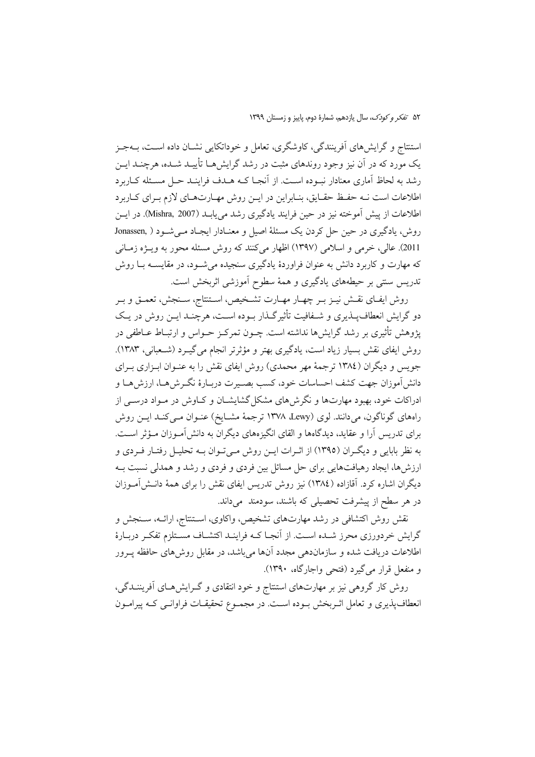استنتاج و گرایش‌های آفرینندگی، کاوشگری، تعامل و خوداتکایی نشان داده است، به‌جز یک مورد که در آن نیز وجود روندهای مثبت در رشد گرایش‌ها تأیید شده، هرچند این رشد به لحاظ آماری معنادار نبوده است. از آنجا که هدف فرایند حل مسئله کاربرد اطلاعات است نه حفظ حقایق، بنابراین در این روش مهارت‌های لازم برای کاربرد اطلاعات از پیش آموخته نیز در حین فرایند یادگیری رشد می‌یابد (Mishra, 2007). در این روش، یادگیری در حین حل کردن یک مسئلهٔ اصیل و معنادار ایجاد می‌شود (Jonassen, 2011). عالی، خرمی و اسلامی (۱۳۹۷) اظهار می‌کنند که روش مسئله محور به ویژه زمانی که مهارت و کاربرد دانش به عنوان فراوردهٔ یادگیری سنجیده می‌شود، در مقایسه با روش تدریس سنتی بر حیطه‌های یادگیری و همهٔ سطوح آموزشی اثربخش است.

روش ایفای نقش نیز بر چهار مهارت تشخیص، استنتاج، سنجش، تعمق و بر دو گرایش انعطاف‌پذیری و شفافیت تأثیرگذار بوده است، هرچند این روش در یک پژوهش تأثیری بر رشد گرایش‌ها نداشته است. چون تمرکز حواس و ارتباط عاطفی در روش ایفای نقش بسیار زیاد است، یادگیری بهتر و مؤثرتر انجام می‌گیرد (شعبانی، ۱۳۸۳). جویس و دیگران (۱۳۸٤ ترجمهٔ مهر محمدی) روش ایفای نقش را به عنوان ابزاری برای دانش‌آموزان جهت کشف احساسات خود، کسب بصیرت دربارهٔ نگرش‌ها، ارزش‌ها و ادراکات خود، بهبود مهارت‌ها و نگرش‌های مشکل‌گشایشان و کاوش در مواد درسی از راه‌های گوناگون، می‌دانند. لوی (Lewy، ۱۳۷۸ ترجمهٔ مشایخ) عنوان می‌کند این روش برای تدریس آرا و عقاید، دیدگاه‌ها و القای انگیزه‌های دیگران به دانش‌آموزان مؤثر است. به نظر بابایی و دیگران (۱۳۹۵) از اثرات این روش می‌توان به تحلیل رفتار فردی و ارزش‌ها، ایجاد رهیافت‌هایی برای حل مسائل بین فردی و فردی و رشد و همدلی نسبت به دیگران اشاره کرد. آقازاده (۱۳۸٤) نیز روش تدریس ایفای نقش را برای همهٔ دانش‌آموزان در هر سطح از پیشرفت تحصیلی که باشند، سودمند می‌داند.

نقش روش اکتشافی در رشد مهارت‌های تشخیص، واکاوی، استنتاج، ارائه، سنجش و گرایش خردورزی محرز شده است. از آنجا که فرایند اکتشاف مستلزم تفکر دربارهٔ اطلاعات دریافت شده و سازماندهی مجدد آن‌ها می‌باشد، در مقابل روش‌های حافظه پرور و منفعل قرار می‌گیرد (فتحی واجارگاه، ۱۳۹۰).

روش کار گروهی نیز بر مهارت‌های استنتاج و خود انتقادی و گرایش‌های آفرینندگی، انعطاف‌پذیری و تعامل اثربخش بوده است. در مجموع تحقیقات فراوانی که پیرامون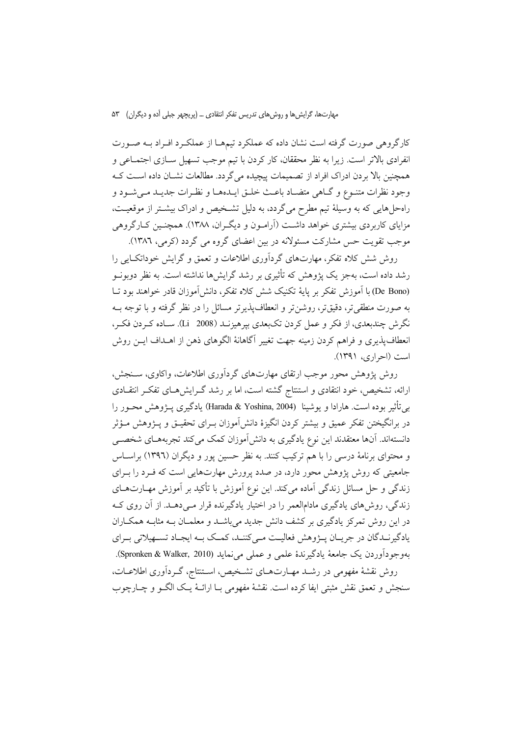کارگروهی صورت گرفته است نشان داده که عملکرد تیم‌ها از عملکرد افراد به صورت انفرادی بالاتر است. زیرا به نظر محققان، کار کردن با تیم موجب تسهیل سازی اجتماعی و همچنین بالا بردن ادراک افراد از تصمیمات پیچیده می‌گردد. مطالعات نشان داده است که وجود نظرات متنوع و گاهی متضاد باعث خلق ایده‌ها و نظرات جدید می‌شود و راه‌حل‌هایی که به وسیلهٔ تیم مطرح می‌گردد، به دلیل تشخیص و ادراک بیشتر از موقعیت، مزایای کاربردی بیشتری خواهد داشت (آرامون و دیگران، ۱۳۸۸). همچنین کارگروهی موجب تقویت حس مشارکت مسئولانه در بین اعضای گروه می گردد (کرمی، ۱۳۸۶).

روش شش کلاه تفکر، مهارت‌های گردآوری اطلاعات و تعمق و گرایش خوداتکایی را رشد داده است، به‌جز یک پژوهش که تأثیری بر رشد گرایش‌ها نداشته است. به نظر دوبونو (De Bono) با آموزش تفکر بر پایهٔ تکنیک شش کلاه تفکر، دانش‌آموزان قادر خواهند بود تا به صورت منطقی‌تر، دقیق‌تر، روشن‌تر و انعطاف‌پذیرتر مسائل را در نظر گرفته و با توجه به نگرش چندبعدی، از فکر و عمل کردن تک‌بعدی بپرهیزند (Li 2008). ساده کردن فکر، انعطاف‌پذیری و فراهم کردن زمینه جهت تغییر آگاهانهٔ الگوهای ذهن از اهداف این روش است (احراری، ۱۳۹۱).

روش پژوهش محور موجب ارتقای مهارت‌های گردآوری اطلاعات، واکاوی، سنجش، ارائه، تشخیص، خود انتقادی و استنتاج گشته است، اما بر رشد گرایش‌های تفکر انتقادی بی‌تأثیر بوده است. هارادا و یوشینا (Harada & Yoshina, 2004) یادگیری پژوهش محور را در برانگیختن تفکر عمیق و بیشتر کردن انگیزهٔ دانش‌آموزان برای تحقیق و پژوهش مؤثر دانسته‌اند. آن‌ها معتقدند این نوع یادگیری به دانش‌آموزان کمک می‌کند تجربه‌های شخصی و محتوای برنامهٔ درسی را با هم ترکیب کنند. به نظر حسین پور و دیگران (۱۳۹۶) براساس جامعیتی که روش پژوهش محور دارد، در صدد پرورش مهارت‌هایی است که فرد را برای زندگی و حل مسائل زندگی آماده می‌کند. این نوع آموزش با تأکید بر آموزش مهارت‌های زندگی، روش‌های یادگیری مادام‌العمر را در اختیار یادگیرنده قرار می‌دهد. از آن روی که در این روش تمرکز یادگیری بر کشف دانش جدید می‌باشد و معلمان به مثابه همکاران یادگیرندگان در جریان پژوهش فعالیت می‌کنند، کمک به ایجاد تسهیلاتی برای به‌وجودآوردن یک جامعهٔ یادگیرندهٔ علمی و عملی می‌نماید (Spronken & Walker, 2010).

روش نقشهٔ مفهومی در رشد مهارت‌های تشخیص، استنتاج، گردآوری اطلاعات، سنجش و تعمق نقش مثبتی ایفا کرده است. نقشهٔ مفهومی با ارائهٔ یک الگو و چارچوب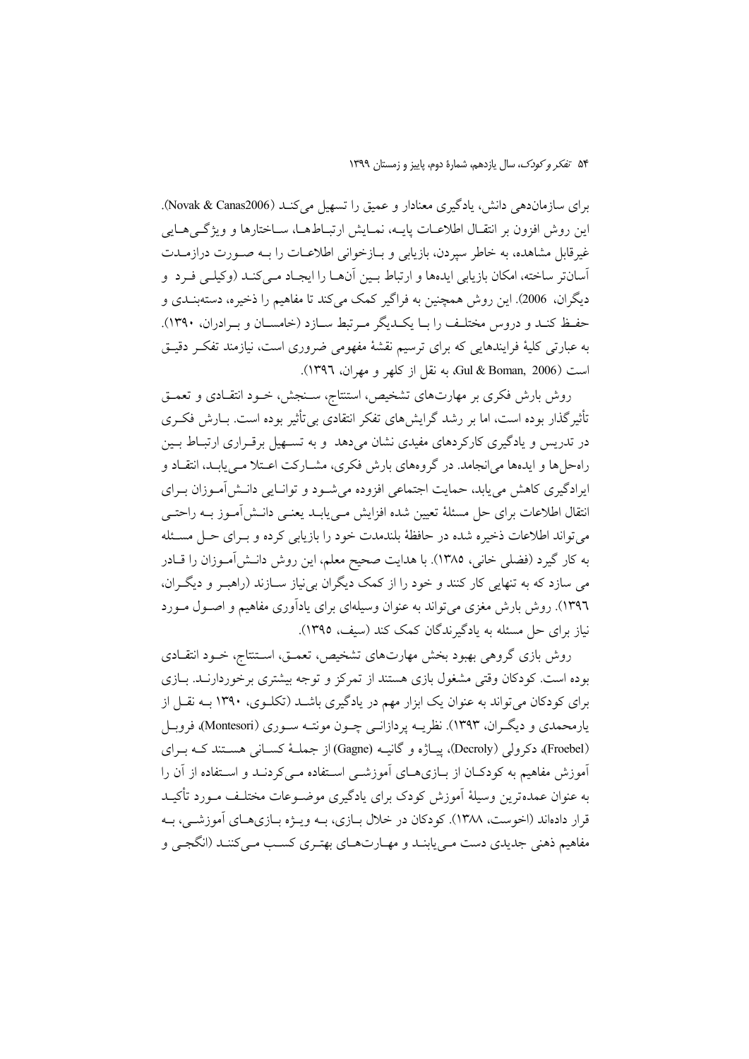برای سازماندهی دانش، یادگیری معنادار و عمیق را تسهیل می‌کند (Novak & Canas2006). این روش افزون بر انتقال اطلاعات پایه، نمایش ارتباط‌ها، ساختارها و ویژگی‌های غیرقابل مشاهده، به خاطر سپردن، بازیابی و بازخوانی اطلاعات را به صورت درازمدت آسان‌تر ساخته، امکان بازیابی ایده‌ها و ارتباط بین آن‌ها را ایجاد می‌کند (وکیلی فرد و دیگران، 2006). این روش همچنین به فراگیر کمک می‌کند تا مفاهیم را ذخیره، دسته‌بندی و حفظ کند و دروس مختلف را با یکدیگر مرتبط سازد (خامسان و برادران، ۱۳۹۰). به عبارتی کلیهٔ فرایندهایی که برای ترسیم نقشهٔ مفهومی ضروری است، نیازمند تفکر دقیق است (Gul & Boman, 2006، به نقل از کلهر و مهران، ۱۳۹٦).

روش بارش فکری بر مهارت‌های تشخیص، استنتاج، سنجش، خود انتقادی و تعمق تأثیرگذار بوده است، اما بر رشد گرایش‌های تفکر انتقادی بی‌تأثیر بوده است. بارش فکری در تدریس و یادگیری کارکردهای مفیدی نشان می‌دهد و به تسهیل برقراری ارتباط بین راه‌حل‌ها و ایده‌ها می‌انجامد. در گروه‌های بارش فکری، مشارکت اعتلا می‌یابد، انتقاد و ایرادگیری کاهش می‌یابد، حمایت اجتماعی افزوده می‌شود و توانایی دانش‌آموزان برای انتقال اطلاعات برای حل مسئلهٔ تعیین شده افزایش می‌یابد یعنی دانش‌آموز به راحتی می‌تواند اطلاعات ذخیره شده در حافظهٔ بلندمدت خود را بازیابی کرده و برای حل مسئله به کار گیرد (فضلی خانی، ۱۳۸۵). با هدایت صحیح معلم، این روش دانش‌آموزان را قادر می سازد که به تنهایی کار کنند و خود را از کمک دیگران بی‌نیاز سازند (راهبر و دیگران، ۱۳۹٦). روش بارش مغزی می‌تواند به عنوان وسیله‌ای برای یادآوری مفاهیم و اصول مورد نیاز برای حل مسئله به یادگیرندگان کمک کند (سیف، ۱۳۹۵).

روش بازی گروهی بهبود بخش مهارت‌های تشخیص، تعمق، استنتاج، خود انتقادی بوده است. کودکان وقتی مشغول بازی هستند از تمرکز و توجه بیشتری برخوردارند. بازی برای کودکان می‌تواند به عنوان یک ابزار مهم در یادگیری باشد (تکلوی، ۱۳۹۰ به نقل از یارمحمدی و دیگران، ۱۳۹۳). نظریه پردازانی چون مونته سوری (Montesori)، فروبل (Froebel)، دکرولی (Decroly)، پیاژه و گانیه (Gagne) از جملهٔ کسانی هستند که برای آموزش مفاهیم به کودکان از بازی‌های آموزشی استفاده می‌کردند و استفاده از آن را به عنوان عمده‌ترین وسیلهٔ آموزش کودک برای یادگیری موضوعات مختلف مورد تأکید قرار داده‌اند (اخوست، ۱۳۸۸). کودکان در خلال بازی، به ویژه بازی‌های آموزشی، به مفاهیم ذهنی جدیدی دست می‌یابند و مهارت‌های بهتری کسب می‌کنند (انگجی و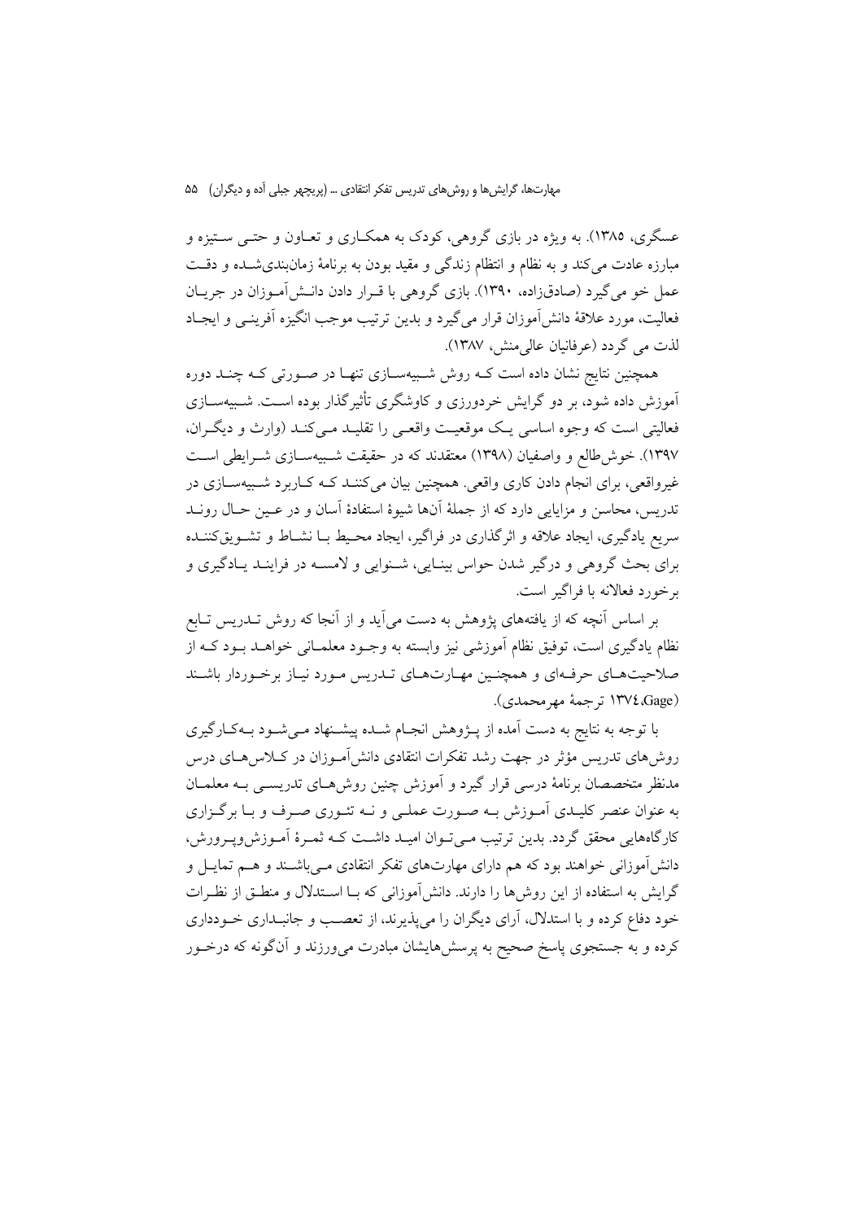عسگری، ۱۳۸۵). به ویژه در بازی گروهی، کودک به همکـاری و تعـاون و حتـی سـتیزه و مبارزه عادت می‌کند و به نظام و انتظام زندگی و مقید بودن به برنامهٔ زمان‌بندی‌شـده و دقـت عمل خو می‌گیرد (صادق‌زاده، ۱۳۹۰). بازی گروهی با قـرار دادن دانـش‌آمـوزان در جریـان فعالیت، مورد علاقهٔ دانش‌آموزان قرار می‌گیرد و بدین ترتیب موجب انگیزه آفرینـی و ایجـاد لذت می گردد (عرفانیان عالی‌منش، ۱۳۸۷).

همچنین نتایج نشان داده است کـه روش شـبیه‌سـازی تنهـا در صـورتی کـه چنـد دوره آموزش داده شود، بر دو گرایش خردورزی و کاوشگری تأثیرگذار بوده اسـت. شـبیه‌سـازی فعالیتی است که وجوه اساسی یـک موقعیـت واقعـی را تقلیـد مـی‌کنـد (وارث و دیگـران، ۱۳۹۷). خوش‌طالع و واصفیان (۱۳۹۸) معتقدند که در حقیقت شـبیه‌سـازی شـرایطی اسـت غیرواقعی، برای انجام دادن کاری واقعی. همچنین بیان می‌کننـد کـه کـاربرد شـبیه‌سـازی در تدریس، محاسن و مزایایی دارد که از جملهٔ آن‌ها شیوهٔ استفادهٔ آسان و در عـین حـال رونـد سریع یادگیری، ایجاد علاقه و اثرگذاری در فراگیر، ایجاد محـیط بـا نشـاط و تشـویق‌کننـده برای بحث گروهی و درگیر شدن حواس بینـایی، شـنوایی و لامسـه در فراینـد یـادگیری و برخورد فعالانه با فراگیر است.

بر اساس آنچه که از یافته‌های پژوهش به دست می‌آید و از آنجا که روش تـدریس تـابع نظام یادگیری است، توفیق نظام آموزشی نیز وابسته به وجـود معلمـانی خواهـد بـود کـه از صلاحیت‌هـای حرفـه‌ای و همچنـین مهـارت‌هـای تـدریس مـورد نیـاز برخـوردار باشـند (Gage، ۱۳۷٤ ترجمهٔ مهرمحمدی).

با توجه به نتایج به دست آمده از پـژوهش انجـام شـده پیشـنهاد مـی‌شـود بـه‌کـارگیری روش‌های تدریس مؤثر در جهت رشد تفکرات انتقادی دانش‌آمـوزان در کـلاس‌هـای درس مدنظر متخصصان برنامهٔ درسی قرار گیرد و آموزش چنین روش‌هـای تدریسـی بـه معلمـان به عنوان عنصر کلیـدی آمـوزش بـه صـورت عملـی و نـه تئـوری صـرف و بـا برگـزاری کارگاه‌هایی محقق گردد. بدین ترتیب مـی‌تـوان امیـد داشـت کـه ثمـرهٔ آمـوزش‌وپـرورش، دانش‌آموزانی خواهند بود که هم دارای مهارت‌های تفکر انتقادی مـی‌باشـند و هـم تمایـل و گرایش به استفاده از این روش‌ها را دارند. دانش‌آموزانی که بـا اسـتدلال و منطـق از نظـرات خود دفاع کرده و با استدلال، آرای دیگران را می‌پذیرند، از تعصـب و جانبـداری خـودداری کرده و به جستجوی پاسخ صحیح به پرسش‌هایشان مبادرت می‌ورزند و آن‌گونه که درخـور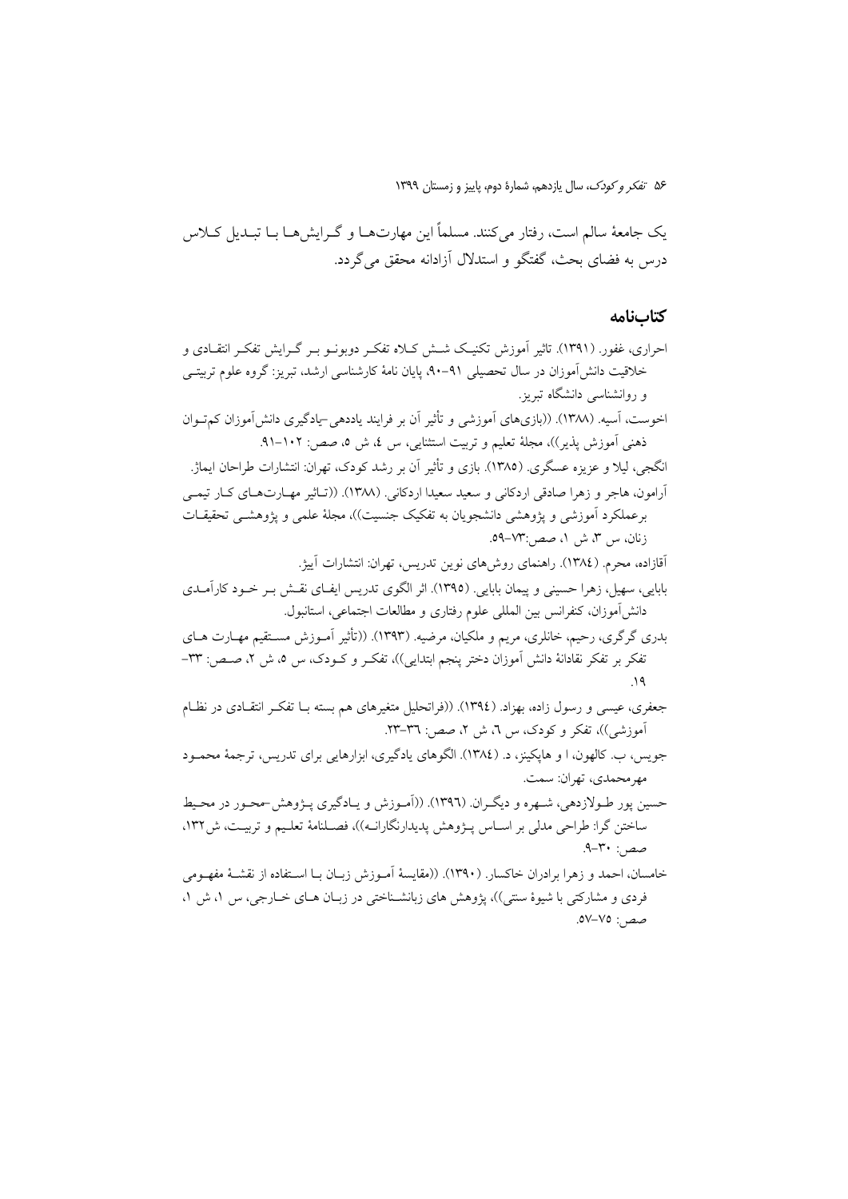یک جامعهٔ سالم است، رفتار می‌کنند. مسلماً این مهارت‌ها و گرایش‌ها با تبدیل کلاس درس به فضای بحث، گفتگو و استدلال آزادانه محقق می‌گردد.

## کتاب‌نامه

احراری، غفور. (۱۳۹۱). تاثیر آموزش تکنیک شش کلاه تفکر دوبونو بر گرایش تفکر انتقادی و خلاقیت دانش‌آموزان در سال تحصیلی ۹۱-۹۰، پایان نامهٔ کارشناسی ارشد، تبریز: گروه علوم تربیتی و روانشناسی دانشگاه تبریز.

اخوست، آسیه. (۱۳۸۸). ((بازی‌های آموزشی و تأثیر آن بر فرایند یاددهی-یادگیری دانش‌آموزان کم‌توان ذهنی آموزش پذیر))، مجلهٔ تعلیم و تربیت استثنایی، س ٤، ش ٥، صص: ۱۰۲-۹۱.

انگجی، لیلا و عزیزه عسگری. (۱۳۸۵). بازی و تأثیر آن بر رشد کودک، تهران: انتشارات طراحان ایماژ.

آرامون، هاجر و زهرا صادقی اردکانی و سعید سعیدا اردکانی. (۱۳۸۸). ((تـاثیر مهارت‌های کار تیمی برعملکرد آموزشی و پژوهشی دانشجویان به تفکیک جنسیت))، مجلهٔ علمی و پژوهشی تحقیقات زنان، س ۳، ش ۱، صص:۷۳-۵۹.

آقازاده، محرم. (١٣٨٤). راهنمای روش‌های نوین تدریس، تهران: انتشارات آییژ.

بابایی، سهیل، زهرا حسینی و پیمان بابایی. (۱۳۹۵). اثر الگوی تدریس ایفای نقش بر خـود کارآمدی دانش‌آموزان، کنفرانس بین المللی علوم رفتاری و مطالعات اجتماعی، استانبول.

بدری گرگری، رحیم، خانلری، مریم و ملکیان، مرضیه. (۱۳۹۳). ((تأثیر آموزش مستقیم مهارت های تفکر بر تفکر نقادانهٔ دانش آموزان دختر پنجم ابتدایی))، تفکر و کودک، س ۵، ش ۲، صص: ۳۳-۱۹.

جعفری، عیسی و رسول زاده، بهزاد. (١٣٩٤). ((فراتحلیل متغیرهای هم بسته با تفکر انتقادی در نظام آموزشی))، تفکر و کودک، س ٦، ش ۲، صص: ٣٦-٢٣.

جویس، ب. کالهون، ا و هاپکینز، د. (١٣٨٤). الگوهای یادگیری، ابزارهایی برای تدریس، ترجمهٔ محمود مهرمحمدی، تهران: سمت.

حسین پور طولازدهی، شهره و دیگران. (١٣٩٦). ((آموزش و یادگیری پژوهش-محور در محیط ساختن گرا: طراحی مدلی بر اساس پژوهش پدیدارنگارانه))، فصلنامهٔ تعلیم و تربیت، ش١٣٢، صص: ۳۰-۹.

خامسان، احمد و زهرا برادران خاکسار. (۱۳۹۰). ((مقایسهٔ آموزش زبان با استفاده از نقشهٔ مفهومی فردی و مشارکتی با شیوهٔ سنتی))، پژوهش های زبانشناختی در زبان های خارجی، س ۱، ش ۱، صص: ۷۵-۵۷.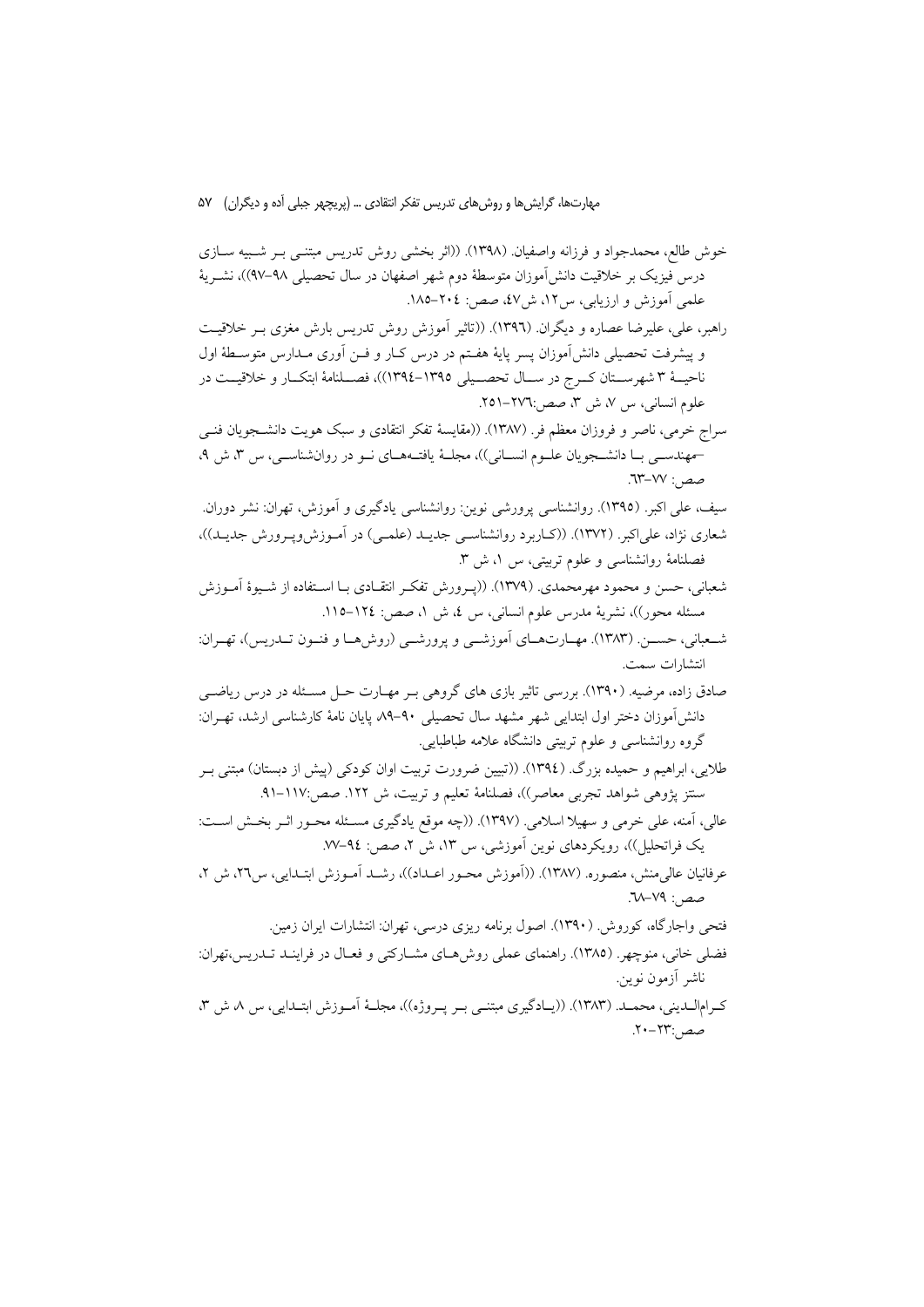خوش طالع، محمدجواد و فرزانه واصفیان. (۱۳۹۸). ((اثر بخشی روش تدریس مبتنـی بـر شـبیه سـازی درس فیزیک بر خلاقیت دانش‌آموزان متوسطهٔ دوم شهر اصفهان در سال تحصیلی ۹۸–۹۷))، نشـریهٔ علمی آموزش و ارزیابی، س۱۲، ش۴۷، صص: ۲۰۴–۱۸۵.

راهبر، علی، علیرضا عصاره و دیگران. (۱۳۹۶). ((تاثیر آموزش روش تدریس بارش مغزی بـر خلاقیـت و پیشرفت تحصیلی دانش‌آموزان پسر پایهٔ هفـتم در درس کـار و فـن آوری مـدارس متوسـطهٔ اول ناحیـهٔ ۳ شهرسـتان کـرج در سـال تحصـیلی ۱۳۹۵–۱۳۹۴))، فصـلنامهٔ ابتکـار و خلاقیـت در علوم انسانی، س ۷، ش ۳، صص:۲۷۶–۲۵۱.

سراج خرمی، ناصر و فروزان معظم فر. (۱۳۸۷). ((مقایسهٔ تفکر انتقادی و سبک هویت دانشـجویان فنـی –مهندسـی بـا دانشـجویان علـوم انسـانی))، مجلـهٔ یافتـه‌هـای نـو در روانشناسـی، س ۳، ش ۹، صص: ۷۷–۶۳.

سیف، علی اکبر. (۱۳۹۵). روانشناسی پرورشی نوین: روانشناسی یادگیری و آموزش، تهران: نشر دوران.

شعاری نژاد، علی‌اکبر. (۱۳۷۲). ((کـاربرد روانشناسـی جدیـد (علمـی) در آمـوزش‌وپـرورش جدیـد))، فصلنامهٔ روانشناسی و علوم تربیتی، س ۱، ش ۳.

شعبانی، حسن و محمود مهرمحمدی. (۱۳۷۹). ((پـرورش تفکـر انتقـادی بـا اسـتفاده از شـیوهٔ آمـوزش مسئله محور))، نشریهٔ مدرس علوم انسانی، س ۴، ش ۱، صص: ۱۲۴–۱۱۵.

شـعبانی، حسـن. (۱۳۸۳). مهـارت‌هـای آموزشـی و پرورشـی (روش‌هـا و فنـون تـدریس)، تهـران: انتشارات سمت.

صادق زاده، مرضیه. (۱۳۹۰). بررسی تاثیر بازی های گروهی بـر مهـارت حـل مسـئله در درس ریاضـی دانش‌آموزان دختر اول ابتدایی شهر مشهد سال تحصیلی ۹۰–۸۹ پایان نامهٔ کارشناسی ارشد، تهـران: گروه روانشناسی و علوم تربیتی دانشگاه علامه طباطبایی.

طلایی، ابراهیم و حمیده بزرگ. (۱۳۹۴). ((تبیین ضرورت تربیت اوان کودکی (پیش از دبستان) مبتنی بـر سنتز پژوهی شواهد تجربی معاصر))، فصلنامهٔ تعلیم و تربیت، ش ۱۲۲. صص:۱۱۷–۹۱.

عالی، آمنه، علی خرمی و سهیلا اسلامی. (۱۳۹۷). ((چه موقع یادگیری مسـئله محـور اثـر بخـش اسـت: یک فراتحلیل))، رویکردهای نوین آموزشی، س ۱۳، ش ۲، صص: ۹۴–۷۷.

عرفانیان عالی‌منش، منصوره. (۱۳۸۷). ((آموزش محـور اعـداد))، رشـد آمـوزش ابتـدایی، س۲۶، ش ۲، صص: ۷۹–۶۸.

فتحی واجارگاه، کوروش. (۱۳۹۰). اصول برنامه ریزی درسی، تهران: انتشارات ایران زمین.

فضلی خانی، منوچهر. (۱۳۸۵). راهنمای عملی روش‌هـای مشـارکتی و فعـال در فراینـد تـدریس،تهران: ناشر آزمون نوین.

کـرام‌الـدینی، محمـد. (۱۳۸۳). ((یـادگیری مبتنـی بـر پـروژه))، مجلـهٔ آمـوزش ابتـدایی، س ۸، ش ۳، صص:۲۳–۲۰.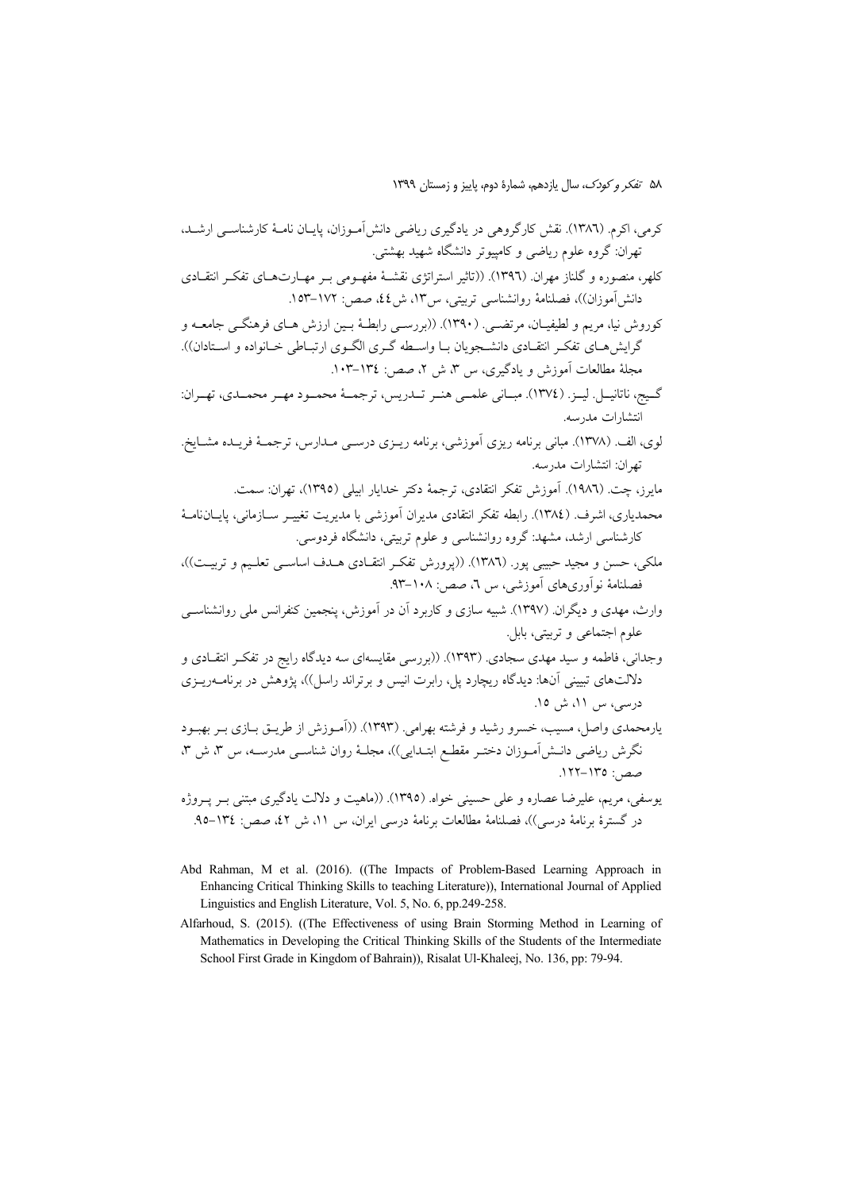کرمی، اکرم. (۱۳۸٦). نقش کارگروهی در یادگیری ریاضی دانش‌آموزان، پایان نامهٔ کارشناسی ارشد، تهران: گروه علوم ریاضی و کامپیوتر دانشگاه شهید بهشتی.

کلهر، منصوره و گلناز مهران. (۱۳۹٦). ((تاثیر استراتژی نقشهٔ مفهومی بر مهارت‌های تفکر انتقادی دانش‌آموزان))، فصلنامهٔ روانشناسی تربیتی، س۱۳، ش٤٤، صص: ۱۷۲–۱۵۳.

کوروش نیا، مریم و لطیفیان، مرتضی. (۱۳۹۰). ((بررسی رابطهٔ بین ارزش های فرهنگی جامعه و گرایش‌های تفکر انتقادی دانشجویان با واسطه گری الگوی ارتباطی خانواده و استادان)). مجلهٔ مطالعات آموزش و یادگیری، س ۳، ش ۲، صص: ۱۳٤–۱۰۳.

گیج، ناتانیل. لیز. (۱۳۷٤). مبانی علمی هنر تدریس، ترجمهٔ محمود مهر محمدی، تهران: انتشارات مدرسه.

لوی، الف. (۱۳۷۸). مبانی برنامه ریزی آموزشی، برنامه ریزی درسی مدارس، ترجمهٔ فریده مشایخ. تهران: انتشارات مدرسه.

مایرز، چت. (۱۹۸٦). آموزش تفکر انتقادی، ترجمهٔ دکتر خدایار ابیلی (۱۳۹۵)، تهران: سمت.

محمدیاری، اشرف. (۱۳۸٤). رابطه تفکر انتقادی مدیران آموزشی با مدیریت تغییر سازمانی، پایان‌نامهٔ کارشناسی ارشد، مشهد: گروه روانشناسی و علوم تربیتی، دانشگاه فردوسی.

ملکی، حسن و مجید حبیبی پور. (۱۳۸٦). ((پرورش تفکر انتقادی هدف اساسی تعلیم و تربیت))، فصلنامهٔ نوآوری‌های آموزشی، س ٦، صص: ۱۰۸–۹۳.

وارث، مهدی و دیگران. (۱۳۹۷). شبیه سازی و کاربرد آن در آموزش، پنجمین کنفرانس ملی روانشناسی علوم اجتماعی و تربیتی، بابل.

وجدانی، فاطمه و سید مهدی سجادی. (۱۳۹۳). ((بررسی مقایسه‌ای سه دیدگاه رایج در تفکر انتقادی و دلالت‌های تبیینی آنها: دیدگاه ریچارد پل، رابرت انیس و برتراند راسل))، پژوهش در برنامه‌ریزی درسی، س ۱۱، ش ۱۵.

یارمحمدی واصل، مسیب، خسرو رشید و فرشته بهرامی. (۱۳۹۳). ((آموزش از طریق بازی بر بهبود نگرش ریاضی دانش‌آموزان دختر مقطع ابتدایی))، مجلهٔ روان شناسی مدرسه، س ۳، ش ۳، صص: ۱۳۵–۱۲۲.

یوسفی، مریم، علیرضا عصاره و علی حسینی خواه. (۱۳۹۵). ((ماهیت و دلالت یادگیری مبتنی بر پروژه در گسترهٔ برنامهٔ درسی))، فصلنامهٔ مطالعات برنامهٔ درسی ایران، س ۱۱، ش ٤۲، صص: ۱۳٤–۹۵.

Abd Rahman, M et al. (2016). ((The Impacts of Problem-Based Learning Approach in Enhancing Critical Thinking Skills to teaching Literature)), International Journal of Applied Linguistics and English Literature, Vol. 5, No. 6, pp.249-258.

Alfarhoud, S. (2015). ((The Effectiveness of using Brain Storming Method in Learning of Mathematics in Developing the Critical Thinking Skills of the Students of the Intermediate School First Grade in Kingdom of Bahrain)), Risalat Ul-Khaleej, No. 136, pp: 79-94.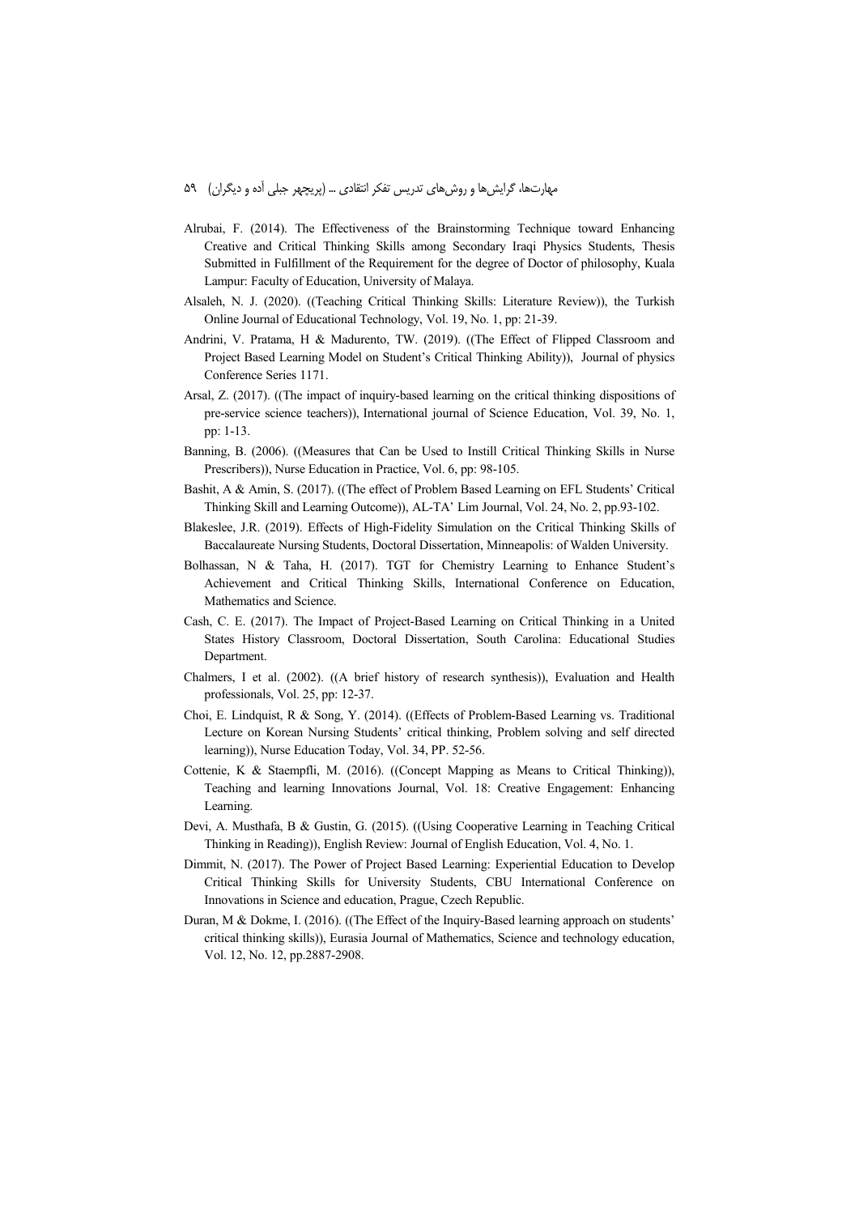Alrubai, F. (2014). The Effectiveness of the Brainstorming Technique toward Enhancing Creative and Critical Thinking Skills among Secondary Iraqi Physics Students, Thesis Submitted in Fulfillment of the Requirement for the degree of Doctor of philosophy, Kuala Lampur: Faculty of Education, University of Malaya.

Alsaleh, N. J. (2020). ((Teaching Critical Thinking Skills: Literature Review)), the Turkish Online Journal of Educational Technology, Vol. 19, No. 1, pp: 21-39.

Andrini, V. Pratama, H & Madurento, TW. (2019). ((The Effect of Flipped Classroom and Project Based Learning Model on Student's Critical Thinking Ability)), Journal of physics Conference Series 1171.

Arsal, Z. (2017). ((The impact of inquiry-based learning on the critical thinking dispositions of pre-service science teachers)), International journal of Science Education, Vol. 39, No. 1, pp: 1-13.

Banning, B. (2006). ((Measures that Can be Used to Instill Critical Thinking Skills in Nurse Prescribers)), Nurse Education in Practice, Vol. 6, pp: 98-105.

Bashit, A & Amin, S. (2017). ((The effect of Problem Based Learning on EFL Students' Critical Thinking Skill and Learning Outcome)), AL-TA' Lim Journal, Vol. 24, No. 2, pp.93-102.

Blakeslee, J.R. (2019). Effects of High-Fidelity Simulation on the Critical Thinking Skills of Baccalaureate Nursing Students, Doctoral Dissertation, Minneapolis: of Walden University.

Bolhassan, N & Taha, H. (2017). TGT for Chemistry Learning to Enhance Student's Achievement and Critical Thinking Skills, International Conference on Education, Mathematics and Science.

Cash, C. E. (2017). The Impact of Project-Based Learning on Critical Thinking in a United States History Classroom, Doctoral Dissertation, South Carolina: Educational Studies Department.

Chalmers, I et al. (2002). ((A brief history of research synthesis)), Evaluation and Health professionals, Vol. 25, pp: 12-37.

Choi, E. Lindquist, R & Song, Y. (2014). ((Effects of Problem-Based Learning vs. Traditional Lecture on Korean Nursing Students' critical thinking, Problem solving and self directed learning)), Nurse Education Today, Vol. 34, PP. 52-56.

Cottenie, K & Staempfli, M. (2016). ((Concept Mapping as Means to Critical Thinking)), Teaching and learning Innovations Journal, Vol. 18: Creative Engagement: Enhancing Learning.

Devi, A. Musthafa, B & Gustin, G. (2015). ((Using Cooperative Learning in Teaching Critical Thinking in Reading)), English Review: Journal of English Education, Vol. 4, No. 1.

Dimmit, N. (2017). The Power of Project Based Learning: Experiential Education to Develop Critical Thinking Skills for University Students, CBU International Conference on Innovations in Science and education, Prague, Czech Republic.

Duran, M & Dokme, I. (2016). ((The Effect of the Inquiry-Based learning approach on students' critical thinking skills)), Eurasia Journal of Mathematics, Science and technology education, Vol. 12, No. 12, pp.2887-2908.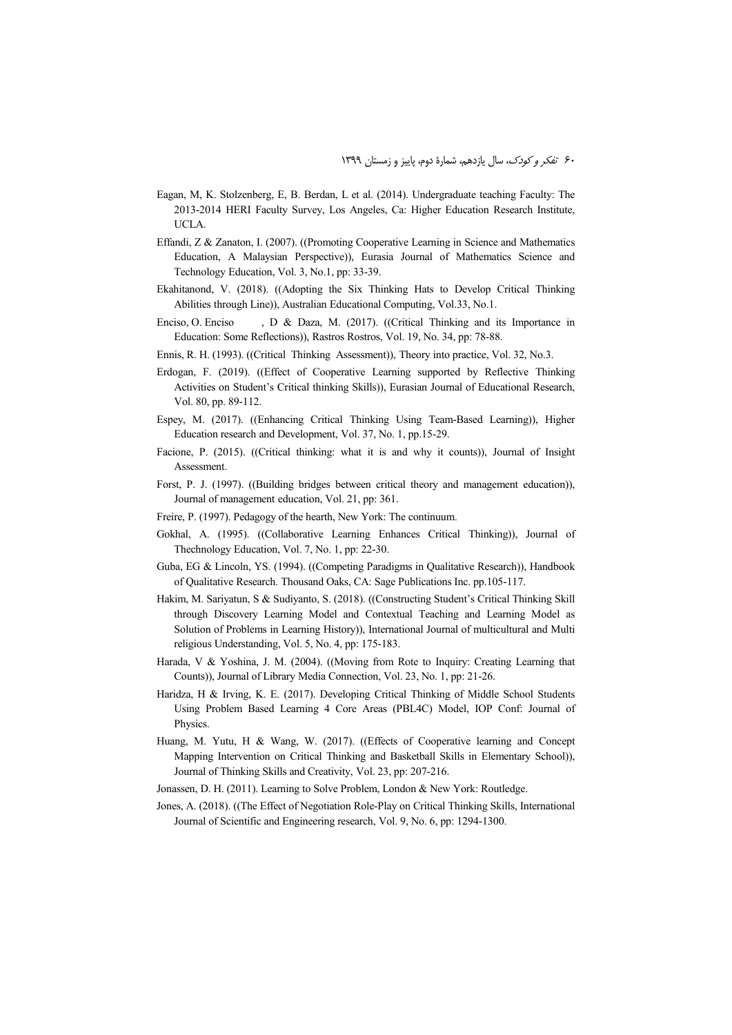Eagan, M, K. Stolzenberg, E, B. Berdan, L et al. (2014). Undergraduate teaching Faculty: The 2013-2014 HERI Faculty Survey, Los Angeles, Ca: Higher Education Research Institute, UCLA.

Effandi, Z & Zanaton, I. (2007). ((Promoting Cooperative Learning in Science and Mathematics Education, A Malaysian Perspective)), Eurasia Journal of Mathematics Science and Technology Education, Vol. 3, No.1, pp: 33-39.

Ekahitanond, V. (2018). ((Adopting the Six Thinking Hats to Develop Critical Thinking Abilities through Line)), Australian Educational Computing, Vol.33, No.1.

Enciso, O. Enciso , D & Daza, M. (2017). ((Critical Thinking and its Importance in Education: Some Reflections)), Rastros Rostros, Vol. 19, No. 34, pp: 78-88.

Ennis, R. H. (1993). ((Critical Thinking Assessment)), Theory into practice, Vol. 32, No.3.

Erdogan, F. (2019). ((Effect of Cooperative Learning supported by Reflective Thinking Activities on Student's Critical thinking Skills)), Eurasian Journal of Educational Research, Vol. 80, pp. 89-112.

Espey, M. (2017). ((Enhancing Critical Thinking Using Team-Based Learning)), Higher Education research and Development, Vol. 37, No. 1, pp.15-29.

Facione, P. (2015). ((Critical thinking: what it is and why it counts)), Journal of Insight Assessment.

Forst, P. J. (1997). ((Building bridges between critical theory and management education)), Journal of management education, Vol. 21, pp: 361.

Freire, P. (1997). Pedagogy of the hearth, New York: The continuum.

Gokhal, A. (1995). ((Collaborative Learning Enhances Critical Thinking)), Journal of Thechnology Education, Vol. 7, No. 1, pp: 22-30.

Guba, EG & Lincoln, YS. (1994). ((Competing Paradigms in Qualitative Research)), Handbook of Qualitative Research. Thousand Oaks, CA: Sage Publications Inc. pp.105-117.

Hakim, M. Sariyatun, S & Sudiyanto, S. (2018). ((Constructing Student's Critical Thinking Skill through Discovery Learning Model and Contextual Teaching and Learning Model as Solution of Problems in Learning History)), International Journal of multicultural and Multi religious Understanding, Vol. 5, No. 4, pp: 175-183.

Harada, V & Yoshina, J. M. (2004). ((Moving from Rote to Inquiry: Creating Learning that Counts)), Journal of Library Media Connection, Vol. 23, No. 1, pp: 21-26.

Haridza, H & Irving, K. E. (2017). Developing Critical Thinking of Middle School Students Using Problem Based Learning 4 Core Areas (PBL4C) Model, IOP Conf: Journal of Physics.

Huang, M. Yutu, H & Wang, W. (2017). ((Effects of Cooperative learning and Concept Mapping Intervention on Critical Thinking and Basketball Skills in Elementary School)), Journal of Thinking Skills and Creativity, Vol. 23, pp: 207-216.

Jonassen, D. H. (2011). Learning to Solve Problem, London & New York: Routledge.

Jones, A. (2018). ((The Effect of Negotiation Role-Play on Critical Thinking Skills, International Journal of Scientific and Engineering research, Vol. 9, No. 6, pp: 1294-1300.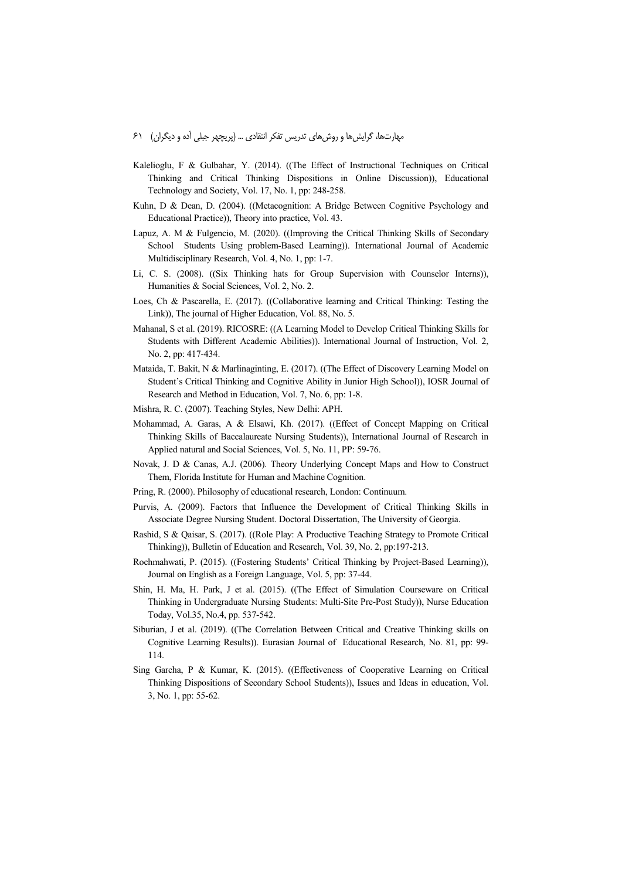Kalelioglu, F & Gulbahar, Y. (2014). ((The Effect of Instructional Techniques on Critical Thinking and Critical Thinking Dispositions in Online Discussion)), Educational Technology and Society, Vol. 17, No. 1, pp: 248-258.

Kuhn, D & Dean, D. (2004). ((Metacognition: A Bridge Between Cognitive Psychology and Educational Practice)), Theory into practice, Vol. 43.

Lapuz, A. M & Fulgencio, M. (2020). ((Improving the Critical Thinking Skills of Secondary School Students Using problem-Based Learning)). International Journal of Academic Multidisciplinary Research, Vol. 4, No. 1, pp: 1-7.

Li, C. S. (2008). ((Six Thinking hats for Group Supervision with Counselor Interns)), Humanities & Social Sciences, Vol. 2, No. 2.

Loes, Ch & Pascarella, E. (2017). ((Collaborative learning and Critical Thinking: Testing the Link)), The journal of Higher Education, Vol. 88, No. 5.

Mahanal, S et al. (2019). RICOSRE: ((A Learning Model to Develop Critical Thinking Skills for Students with Different Academic Abilities)). International Journal of Instruction, Vol. 2, No. 2, pp: 417-434.

Mataida, T. Bakit, N & Marlinaginting, E. (2017). ((The Effect of Discovery Learning Model on Student's Critical Thinking and Cognitive Ability in Junior High School)), IOSR Journal of Research and Method in Education, Vol. 7, No. 6, pp: 1-8.

Mishra, R. C. (2007). Teaching Styles, New Delhi: APH.

Mohammad, A. Garas, A & Elsawi, Kh. (2017). ((Effect of Concept Mapping on Critical Thinking Skills of Baccalaureate Nursing Students)), International Journal of Research in Applied natural and Social Sciences, Vol. 5, No. 11, PP: 59-76.

Novak, J. D & Canas, A.J. (2006). Theory Underlying Concept Maps and How to Construct Them, Florida Institute for Human and Machine Cognition.

Pring, R. (2000). Philosophy of educational research, London: Continuum.

Purvis, A. (2009). Factors that Influence the Development of Critical Thinking Skills in Associate Degree Nursing Student. Doctoral Dissertation, The University of Georgia.

Rashid, S & Qaisar, S. (2017). ((Role Play: A Productive Teaching Strategy to Promote Critical Thinking)), Bulletin of Education and Research, Vol. 39, No. 2, pp:197-213.

Rochmahwati, P. (2015). ((Fostering Students' Critical Thinking by Project-Based Learning)), Journal on English as a Foreign Language, Vol. 5, pp: 37-44.

Shin, H. Ma, H. Park, J et al. (2015). ((The Effect of Simulation Courseware on Critical Thinking in Undergraduate Nursing Students: Multi-Site Pre-Post Study)), Nurse Education Today, Vol.35, No.4, pp. 537-542.

Siburian, J et al. (2019). ((The Correlation Between Critical and Creative Thinking skills on Cognitive Learning Results)). Eurasian Journal of Educational Research, No. 81, pp: 99-114.

Sing Garcha, P & Kumar, K. (2015). ((Effectiveness of Cooperative Learning on Critical Thinking Dispositions of Secondary School Students)), Issues and Ideas in education, Vol. 3, No. 1, pp: 55-62.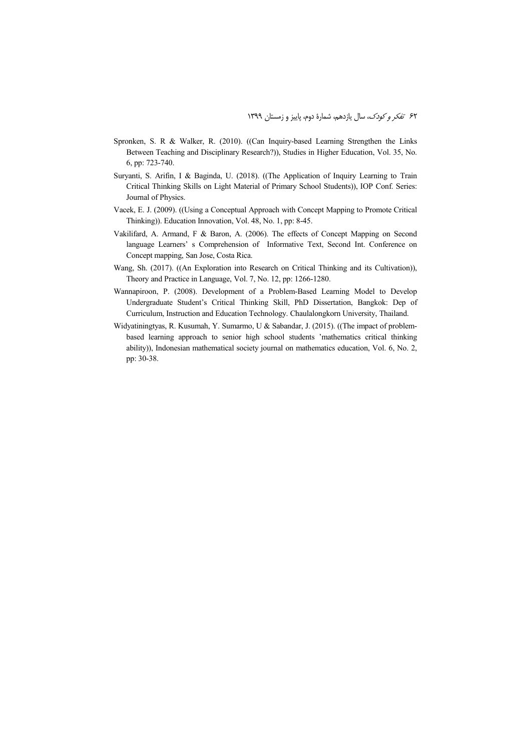Spronken, S. R & Walker, R. (2010). ((Can Inquiry-based Learning Strengthen the Links Between Teaching and Disciplinary Research?)), Studies in Higher Education, Vol. 35, No. 6, pp: 723-740.

Suryanti, S. Arifin, I & Baginda, U. (2018). ((The Application of Inquiry Learning to Train Critical Thinking Skills on Light Material of Primary School Students)), IOP Conf. Series: Journal of Physics.

Vacek, E. J. (2009). ((Using a Conceptual Approach with Concept Mapping to Promote Critical Thinking)). Education Innovation, Vol. 48, No. 1, pp: 8-45.

Vakilifard, A. Armand, F & Baron, A. (2006). The effects of Concept Mapping on Second language Learners' s Comprehension of Informative Text, Second Int. Conference on Concept mapping, San Jose, Costa Rica.

Wang, Sh. (2017). ((An Exploration into Research on Critical Thinking and its Cultivation)), Theory and Practice in Language, Vol. 7, No. 12, pp: 1266-1280.

Wannapiroon, P. (2008). Development of a Problem-Based Learning Model to Develop Undergraduate Student's Critical Thinking Skill, PhD Dissertation, Bangkok: Dep of Curriculum, Instruction and Education Technology. Chaulalongkorn University, Thailand.

Widyatiningtyas, R. Kusumah, Y. Sumarmo, U & Sabandar, J. (2015). ((The impact of problem-based learning approach to senior high school students 'mathematics critical thinking ability)), Indonesian mathematical society journal on mathematics education, Vol. 6, No. 2, pp: 30-38.